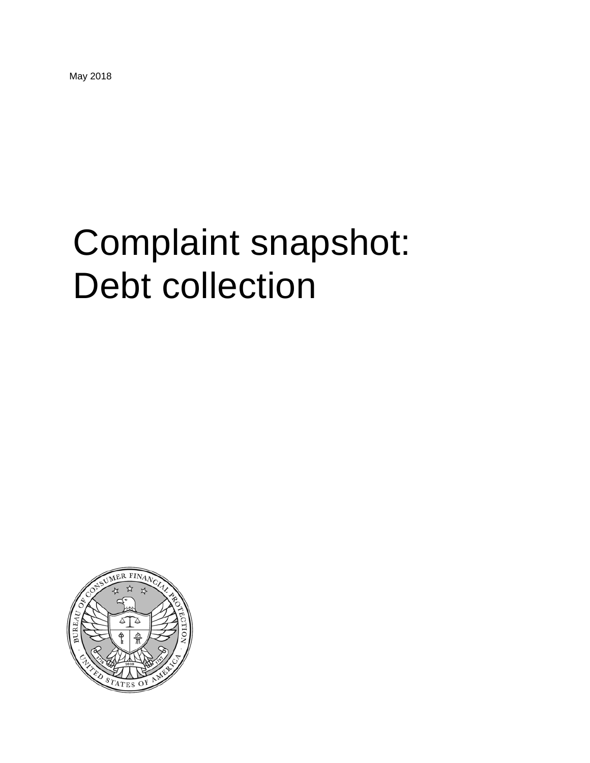May 2018

# Complaint snapshot: Debt collection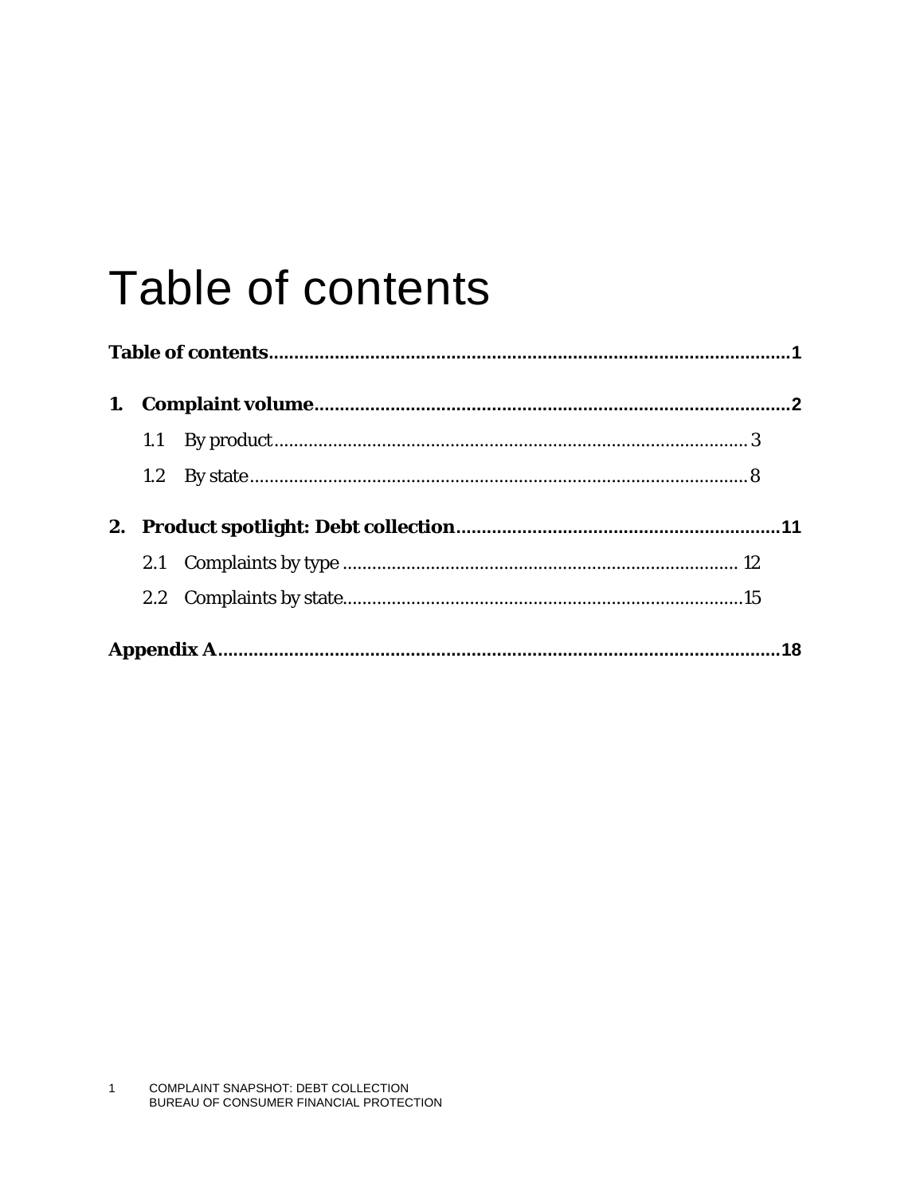# Table of contents

**Table of contents** ......................................................................................... **1**

**1. Complaint volume** ......................................................................................... **2**

- 1.1 By product ......................................................................................... 3
- 1.2 By state ......................................................................................... 8

**2. Product spotlight: Debt collection** ......................................................................................... **11**

- 2.1 Complaints by type ......................................................................................... 12
- 2.2 Complaints by state ......................................................................................... 15

**Appendix A** ......................................................................................... **18**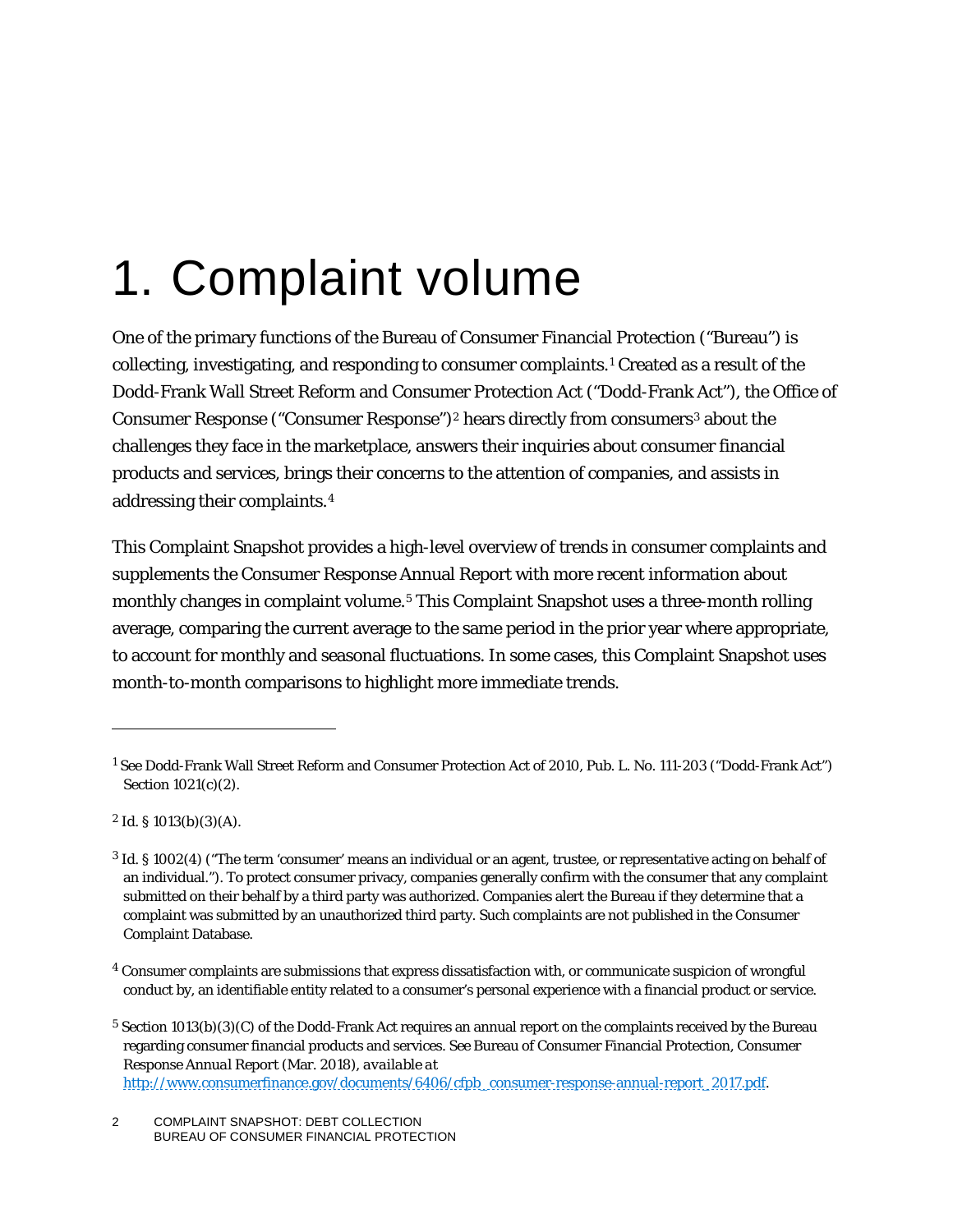# 1. Complaint volume

One of the primary functions of the Bureau of Consumer Financial Protection ("Bureau") is collecting, investigating, and responding to consumer complaints.[1] Created as a result of the Dodd-Frank Wall Street Reform and Consumer Protection Act ("Dodd-Frank Act"), the Office of Consumer Response ("Consumer Response")[2] hears directly from consumers[3] about the challenges they face in the marketplace, answers their inquiries about consumer financial products and services, brings their concerns to the attention of companies, and assists in addressing their complaints.[4]

This Complaint Snapshot provides a high-level overview of trends in consumer complaints and supplements the Consumer Response Annual Report with more recent information about monthly changes in complaint volume.[5] This Complaint Snapshot uses a three-month rolling average, comparing the current average to the same period in the prior year where appropriate, to account for monthly and seasonal fluctuations. In some cases, this Complaint Snapshot uses month-to-month comparisons to highlight more immediate trends.

---

[1] See Dodd-Frank Wall Street Reform and Consumer Protection Act of 2010, Pub. L. No. 111-203 ("Dodd-Frank Act") Section 1021(c)(2).

[2] Id. § 1013(b)(3)(A).

[3] Id. § 1002(4) ("The term 'consumer' means an individual or an agent, trustee, or representative acting on behalf of an individual."). To protect consumer privacy, companies generally confirm with the consumer that any complaint submitted on their behalf by a third party was authorized. Companies alert the Bureau if they determine that a complaint was submitted by an unauthorized third party. Such complaints are not published in the Consumer Complaint Database.

[4] Consumer complaints are submissions that express dissatisfaction with, or communicate suspicion of wrongful conduct by, an identifiable entity related to a consumer's personal experience with a financial product or service.

[5] Section 1013(b)(3)(C) of the Dodd-Frank Act requires an annual report on the complaints received by the Bureau regarding consumer financial products and services. See Bureau of Consumer Financial Protection, Consumer Response Annual Report (Mar. 2018), *available at* http://www.consumerfinance.gov/documents/6406/cfpb_consumer-response-annual-report_2017.pdf.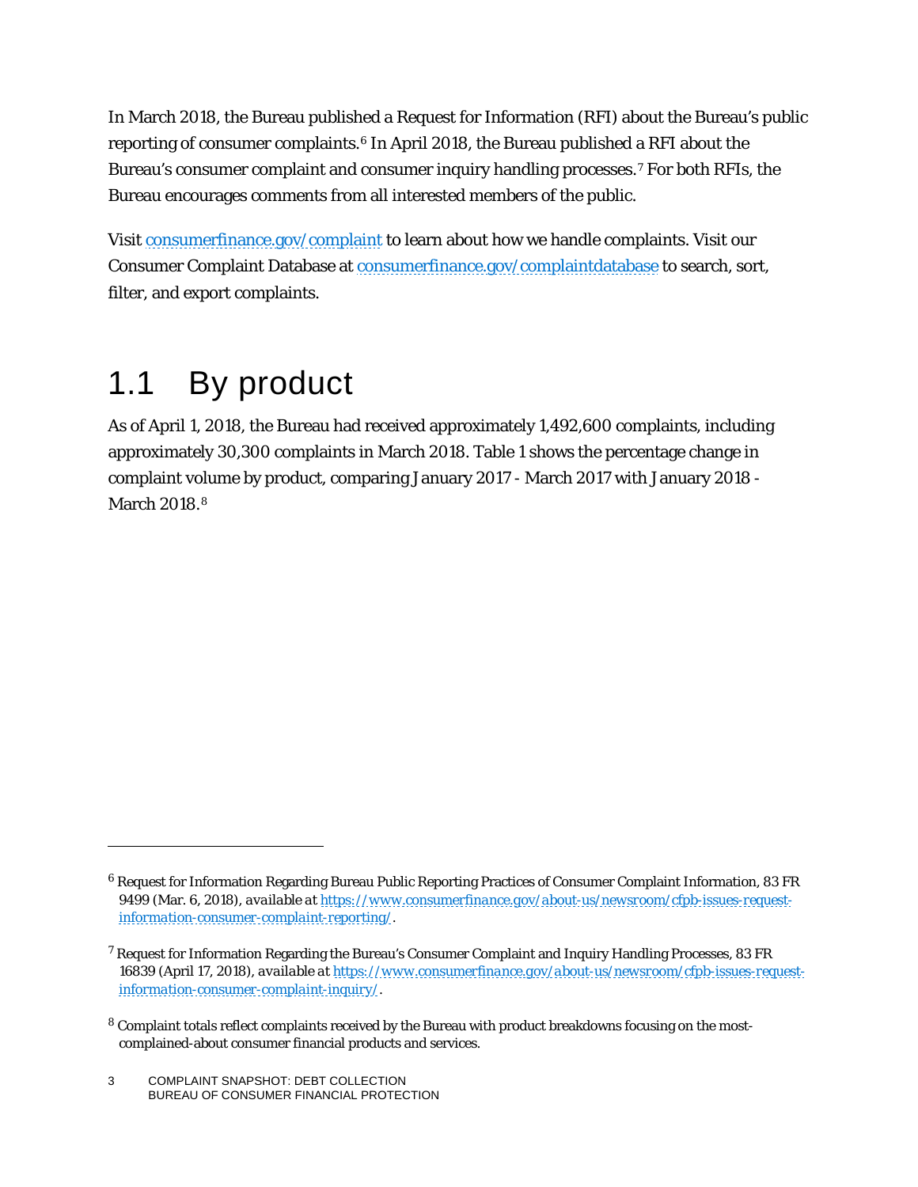In March 2018, the Bureau published a Request for Information (RFI) about the Bureau's public reporting of consumer complaints.[6] In April 2018, the Bureau published a RFI about the Bureau's consumer complaint and consumer inquiry handling processes.[7] For both RFIs, the Bureau encourages comments from all interested members of the public.

Visit [consumerfinance.gov/complaint](https://consumerfinance.gov/complaint) to learn about how we handle complaints. Visit our Consumer Complaint Database at [consumerfinance.gov/complaintdatabase](https://consumerfinance.gov/complaintdatabase) to search, sort, filter, and export complaints.

## 1.1 By product

As of April 1, 2018, the Bureau had received approximately 1,492,600 complaints, including approximately 30,300 complaints in March 2018. Table 1 shows the percentage change in complaint volume by product, comparing January 2017 - March 2017 with January 2018 - March 2018.[8]

---

[6] Request for Information Regarding Bureau Public Reporting Practices of Consumer Complaint Information, 83 FR 9499 (Mar. 6, 2018), *available at* [https://www.consumerfinance.gov/about-us/newsroom/cfpb-issues-request-information-consumer-complaint-reporting/](https://www.consumerfinance.gov/about-us/newsroom/cfpb-issues-request-information-consumer-complaint-reporting/).

[7] Request for Information Regarding the Bureau's Consumer Complaint and Inquiry Handling Processes, 83 FR 16839 (April 17, 2018), *available at* [https://www.consumerfinance.gov/about-us/newsroom/cfpb-issues-request-information-consumer-complaint-inquiry/](https://www.consumerfinance.gov/about-us/newsroom/cfpb-issues-request-information-consumer-complaint-inquiry/).

[8] Complaint totals reflect complaints received by the Bureau with product breakdowns focusing on the most-complained-about consumer financial products and services.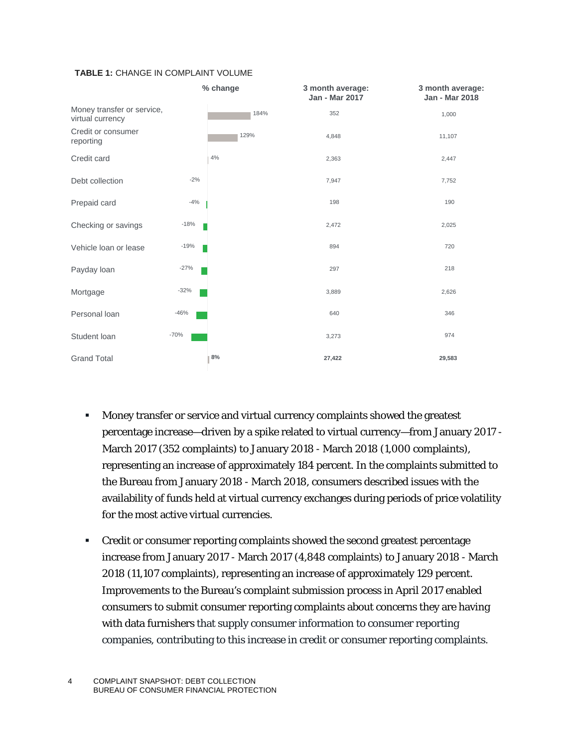**TABLE 1:** CHANGE IN COMPLAINT VOLUME

| | % change | 3 month average: Jan - Mar 2017 | 3 month average: Jan - Mar 2018 |
|---|---|---|---|
| Money transfer or service, virtual currency | 184% | 352 | 1,000 |
| Credit or consumer reporting | 129% | 4,848 | 11,107 |
| Credit card | 4% | 2,363 | 2,447 |
| Debt collection | -2% | 7,947 | 7,752 |
| Prepaid card | -4% | 198 | 190 |
| Checking or savings | -18% | 2,472 | 2,025 |
| Vehicle loan or lease | -19% | 894 | 720 |
| Payday loan | -27% | 297 | 218 |
| Mortgage | -32% | 3,889 | 2,626 |
| Personal loan | -46% | 640 | 346 |
| Student loan | -70% | 3,273 | 974 |
| Grand Total | **8%** | **27,422** | **29,583** |

- Money transfer or service and virtual currency complaints showed the greatest percentage increase—driven by a spike related to virtual currency—from January 2017 - March 2017 (352 complaints) to January 2018 - March 2018 (1,000 complaints), representing an increase of approximately 184 percent. In the complaints submitted to the Bureau from January 2018 - March 2018, consumers described issues with the availability of funds held at virtual currency exchanges during periods of price volatility for the most active virtual currencies.

- Credit or consumer reporting complaints showed the second greatest percentage increase from January 2017 - March 2017 (4,848 complaints) to January 2018 - March 2018 (11,107 complaints), representing an increase of approximately 129 percent. Improvements to the Bureau's complaint submission process in April 2017 enabled consumers to submit consumer reporting complaints about concerns they are having with data furnishers that supply consumer information to consumer reporting companies, contributing to this increase in credit or consumer reporting complaints.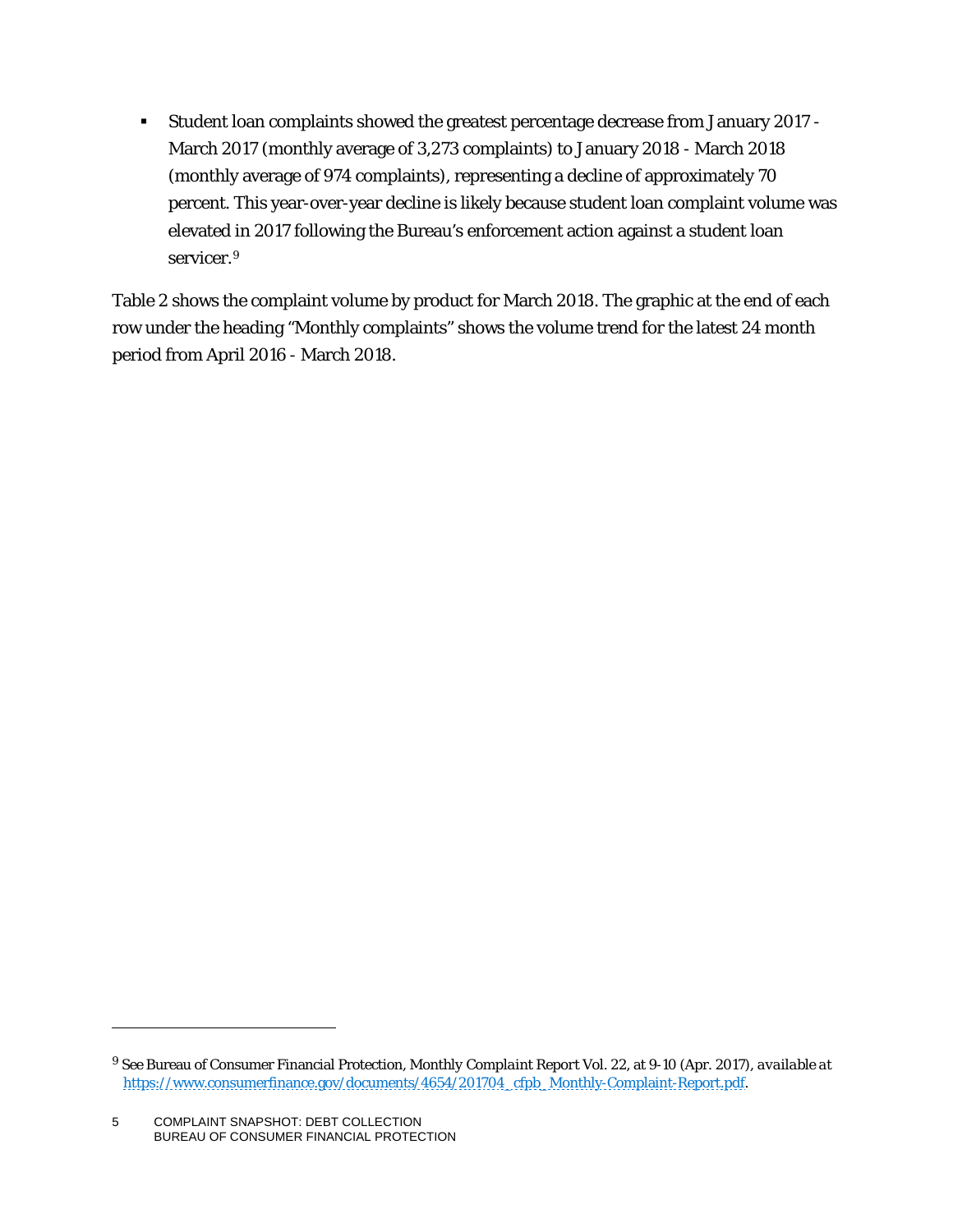- Student loan complaints showed the greatest percentage decrease from January 2017 - March 2017 (monthly average of 3,273 complaints) to January 2018 - March 2018 (monthly average of 974 complaints), representing a decline of approximately 70 percent. This year-over-year decline is likely because student loan complaint volume was elevated in 2017 following the Bureau's enforcement action against a student loan servicer.[9]

Table 2 shows the complaint volume by product for March 2018. The graphic at the end of each row under the heading "Monthly complaints" shows the volume trend for the latest 24 month period from April 2016 - March 2018.

[9] See Bureau of Consumer Financial Protection, Monthly Complaint Report Vol. 22, at 9-10 (Apr. 2017), *available at* https://www.consumerfinance.gov/documents/4654/201704_cfpb_Monthly-Complaint-Report.pdf.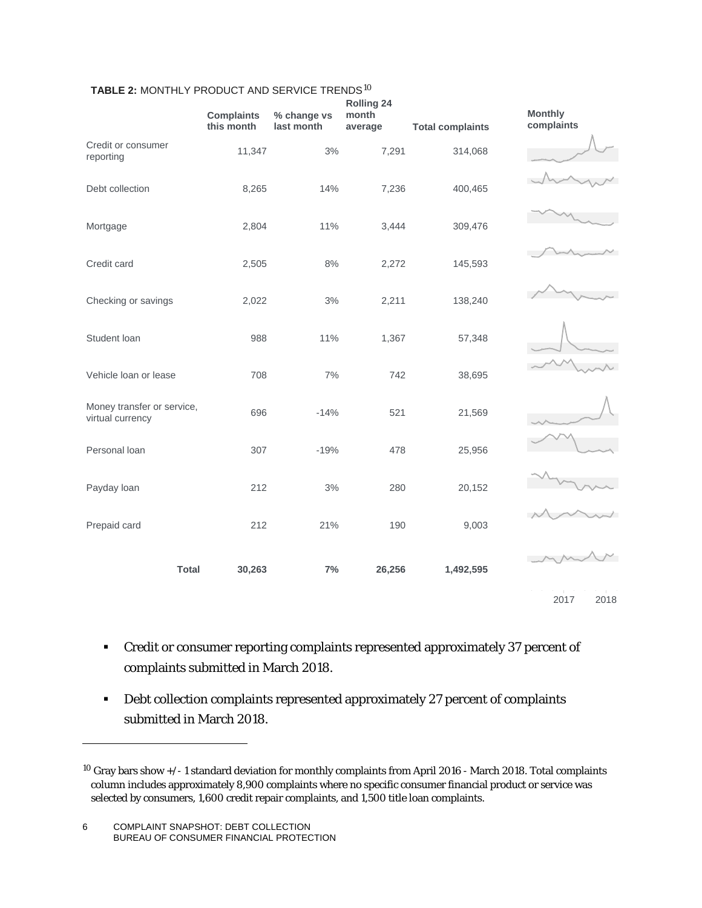**TABLE 2:** MONTHLY PRODUCT AND SERVICE TRENDS[10]

| | Complaints this month | % change vs last month | Rolling 24 month average | Total complaints | Monthly complaints |
|---|---|---|---|---|---|
| Credit or consumer reporting | 11,347 | 3% | 7,291 | 314,068 | |
| Debt collection | 8,265 | 14% | 7,236 | 400,465 | |
| Mortgage | 2,804 | 11% | 3,444 | 309,476 | |
| Credit card | 2,505 | 8% | 2,272 | 145,593 | |
| Checking or savings | 2,022 | 3% | 2,211 | 138,240 | |
| Student loan | 988 | 11% | 1,367 | 57,348 | |
| Vehicle loan or lease | 708 | 7% | 742 | 38,695 | |
| Money transfer or service, virtual currency | 696 | -14% | 521 | 21,569 | |
| Personal loan | 307 | -19% | 478 | 25,956 | |
| Payday loan | 212 | 3% | 280 | 20,152 | |
| Prepaid card | 212 | 21% | 190 | 9,003 | |
| **Total** | **30,263** | **7%** | **26,256** | **1,492,595** | |

2017 2018

- Credit or consumer reporting complaints represented approximately 37 percent of complaints submitted in March 2018.
- Debt collection complaints represented approximately 27 percent of complaints submitted in March 2018.

---

[10] Gray bars show +/- 1 standard deviation for monthly complaints from April 2016 - March 2018. Total complaints column includes approximately 8,900 complaints where no specific consumer financial product or service was selected by consumers, 1,600 credit repair complaints, and 1,500 title loan complaints.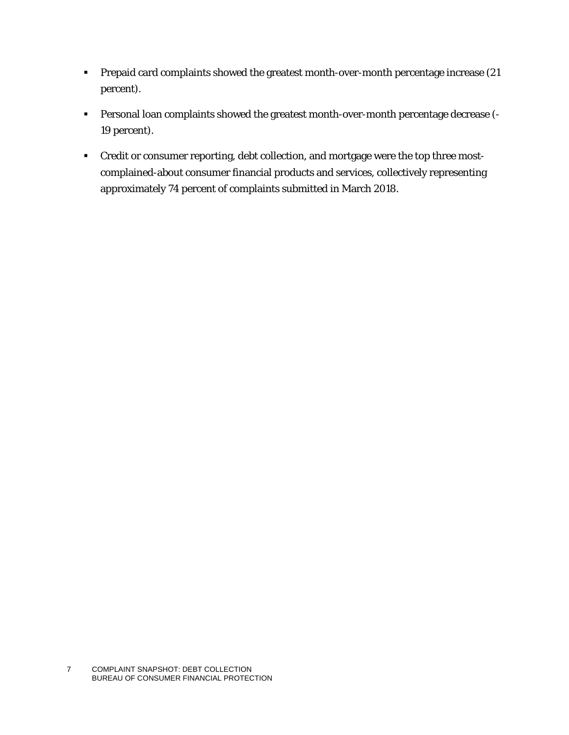- Prepaid card complaints showed the greatest month-over-month percentage increase (21 percent).
- Personal loan complaints showed the greatest month-over-month percentage decrease (-19 percent).
- Credit or consumer reporting, debt collection, and mortgage were the top three most-complained-about consumer financial products and services, collectively representing approximately 74 percent of complaints submitted in March 2018.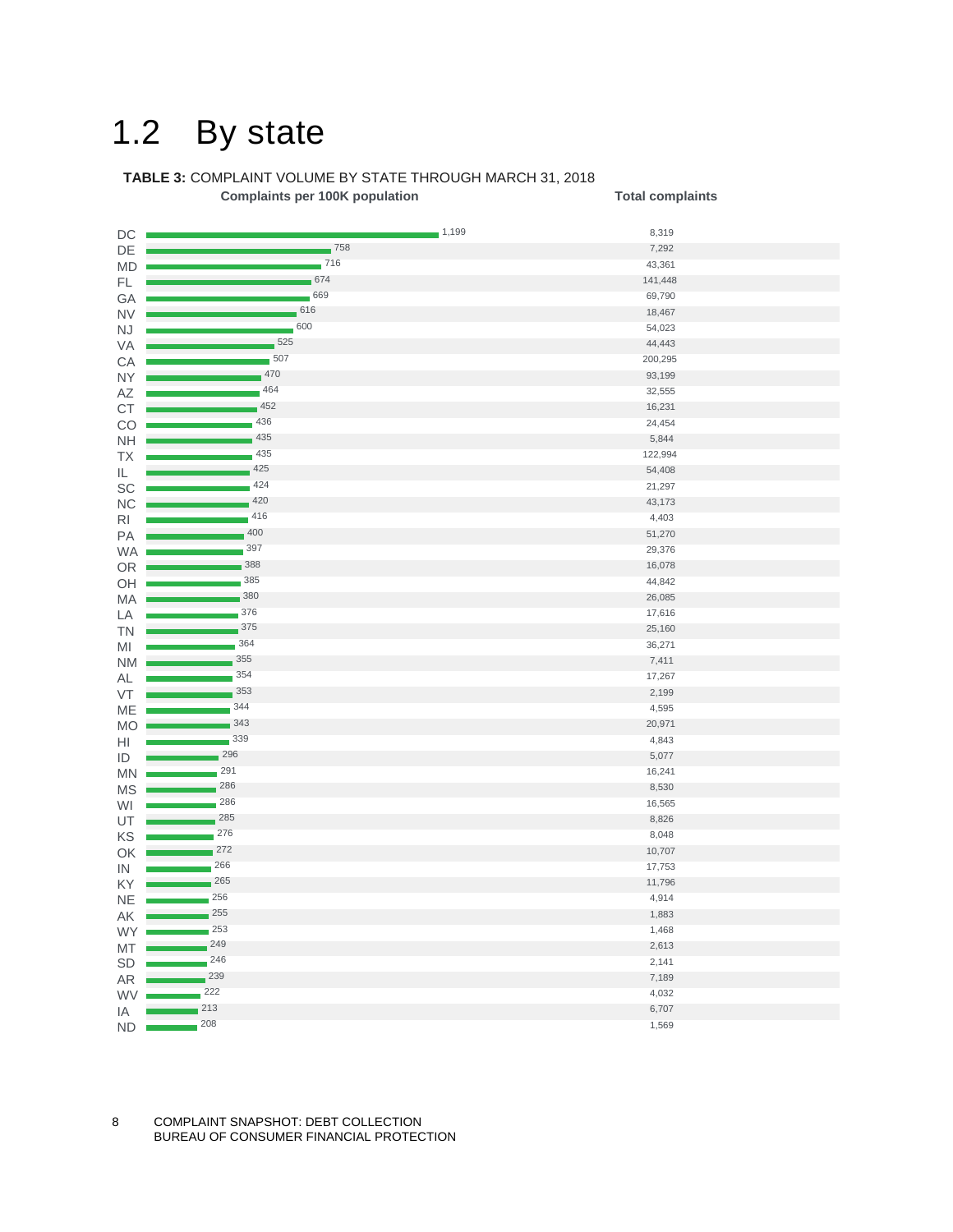## 1.2 By state

**TABLE 3:** COMPLAINT VOLUME BY STATE THROUGH MARCH 31, 2018

| State | Complaints per 100K population | Total complaints |
|---|---|---|
| DC | 1,199 | 8,319 |
| DE | 758 | 7,292 |
| MD | 716 | 43,361 |
| FL | 674 | 141,448 |
| GA | 669 | 69,790 |
| NV | 616 | 18,467 |
| NJ | 600 | 54,023 |
| VA | 525 | 44,443 |
| CA | 507 | 200,295 |
| NY | 470 | 93,199 |
| AZ | 464 | 32,555 |
| CT | 452 | 16,231 |
| CO | 436 | 24,454 |
| NH | 435 | 5,844 |
| TX | 435 | 122,994 |
| IL | 425 | 54,408 |
| SC | 424 | 21,297 |
| NC | 420 | 43,173 |
| RI | 416 | 4,403 |
| PA | 400 | 51,270 |
| WA | 397 | 29,376 |
| OR | 388 | 16,078 |
| OH | 385 | 44,842 |
| MA | 380 | 26,085 |
| LA | 376 | 17,616 |
| TN | 375 | 25,160 |
| MI | 364 | 36,271 |
| NM | 355 | 7,411 |
| AL | 354 | 17,267 |
| VT | 353 | 2,199 |
| ME | 344 | 4,595 |
| MO | 343 | 20,971 |
| HI | 339 | 4,843 |
| ID | 296 | 5,077 |
| MN | 291 | 16,241 |
| MS | 286 | 8,530 |
| WI | 286 | 16,565 |
| UT | 285 | 8,826 |
| KS | 276 | 8,048 |
| OK | 272 | 10,707 |
| IN | 266 | 17,753 |
| KY | 265 | 11,796 |
| NE | 256 | 4,914 |
| AK | 255 | 1,883 |
| WY | 253 | 1,468 |
| MT | 249 | 2,613 |
| SD | 246 | 2,141 |
| AR | 239 | 7,189 |
| WV | 222 | 4,032 |
| IA | 213 | 6,707 |
| ND | 208 | 1,569 |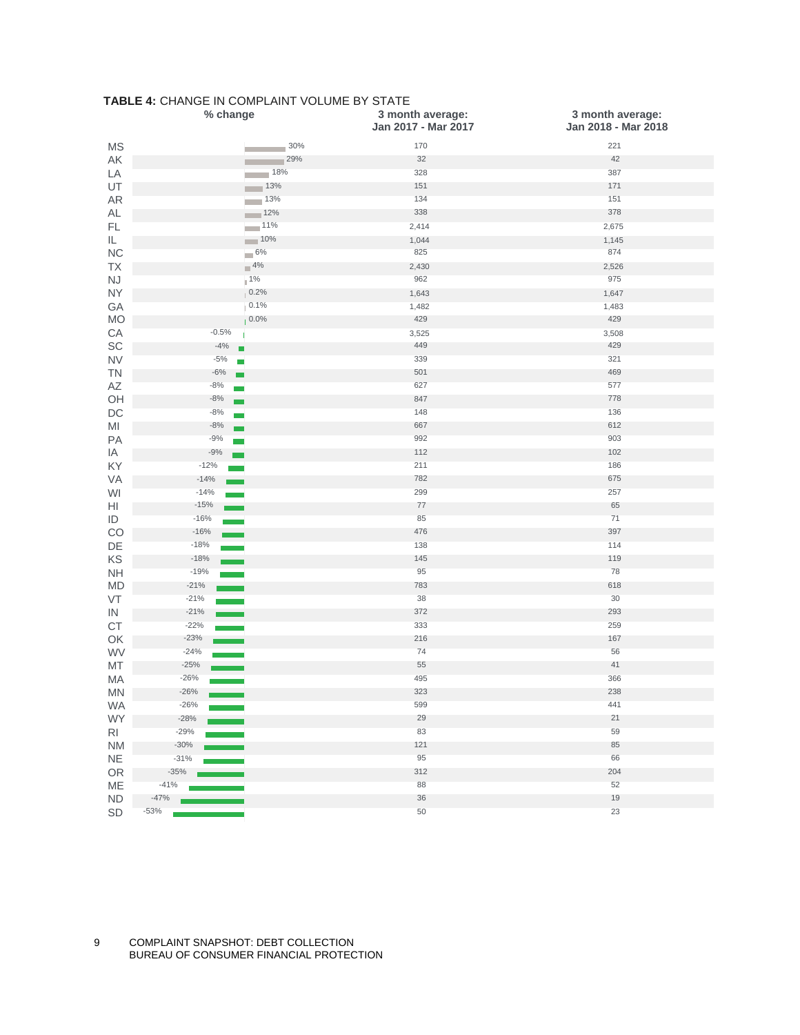**TABLE 4:** CHANGE IN COMPLAINT VOLUME BY STATE

| State | % change | 3 month average: Jan 2017 - Mar 2017 | 3 month average: Jan 2018 - Mar 2018 |
|---|---|---|---|
| MS | 30% | 170 | 221 |
| AK | 29% | 32 | 42 |
| LA | 18% | 328 | 387 |
| UT | 13% | 151 | 171 |
| AR | 13% | 134 | 151 |
| AL | 12% | 338 | 378 |
| FL | 11% | 2,414 | 2,675 |
| IL | 10% | 1,044 | 1,145 |
| NC | 6% | 825 | 874 |
| TX | 4% | 2,430 | 2,526 |
| NJ | 1% | 962 | 975 |
| NY | 0.2% | 1,643 | 1,647 |
| GA | 0.1% | 1,482 | 1,483 |
| MO | 0.0% | 429 | 429 |
| CA | -0.5% | 3,525 | 3,508 |
| SC | -4% | 449 | 429 |
| NV | -5% | 339 | 321 |
| TN | -6% | 501 | 469 |
| AZ | -8% | 627 | 577 |
| OH | -8% | 847 | 778 |
| DC | -8% | 148 | 136 |
| MI | -8% | 667 | 612 |
| PA | -9% | 992 | 903 |
| IA | -9% | 112 | 102 |
| KY | -12% | 211 | 186 |
| VA | -14% | 782 | 675 |
| WI | -14% | 299 | 257 |
| HI | -15% | 77 | 65 |
| ID | -16% | 85 | 71 |
| CO | -16% | 476 | 397 |
| DE | -18% | 138 | 114 |
| KS | -18% | 145 | 119 |
| NH | -19% | 95 | 78 |
| MD | -21% | 783 | 618 |
| VT | -21% | 38 | 30 |
| IN | -21% | 372 | 293 |
| CT | -22% | 333 | 259 |
| OK | -23% | 216 | 167 |
| WV | -24% | 74 | 56 |
| MT | -25% | 55 | 41 |
| MA | -26% | 495 | 366 |
| MN | -26% | 323 | 238 |
| WA | -26% | 599 | 441 |
| WY | -28% | 29 | 21 |
| RI | -29% | 83 | 59 |
| NM | -30% | 121 | 85 |
| NE | -31% | 95 | 66 |
| OR | -35% | 312 | 204 |
| ME | -41% | 88 | 52 |
| ND | -47% | 36 | 19 |
| SD | -53% | 50 | 23 |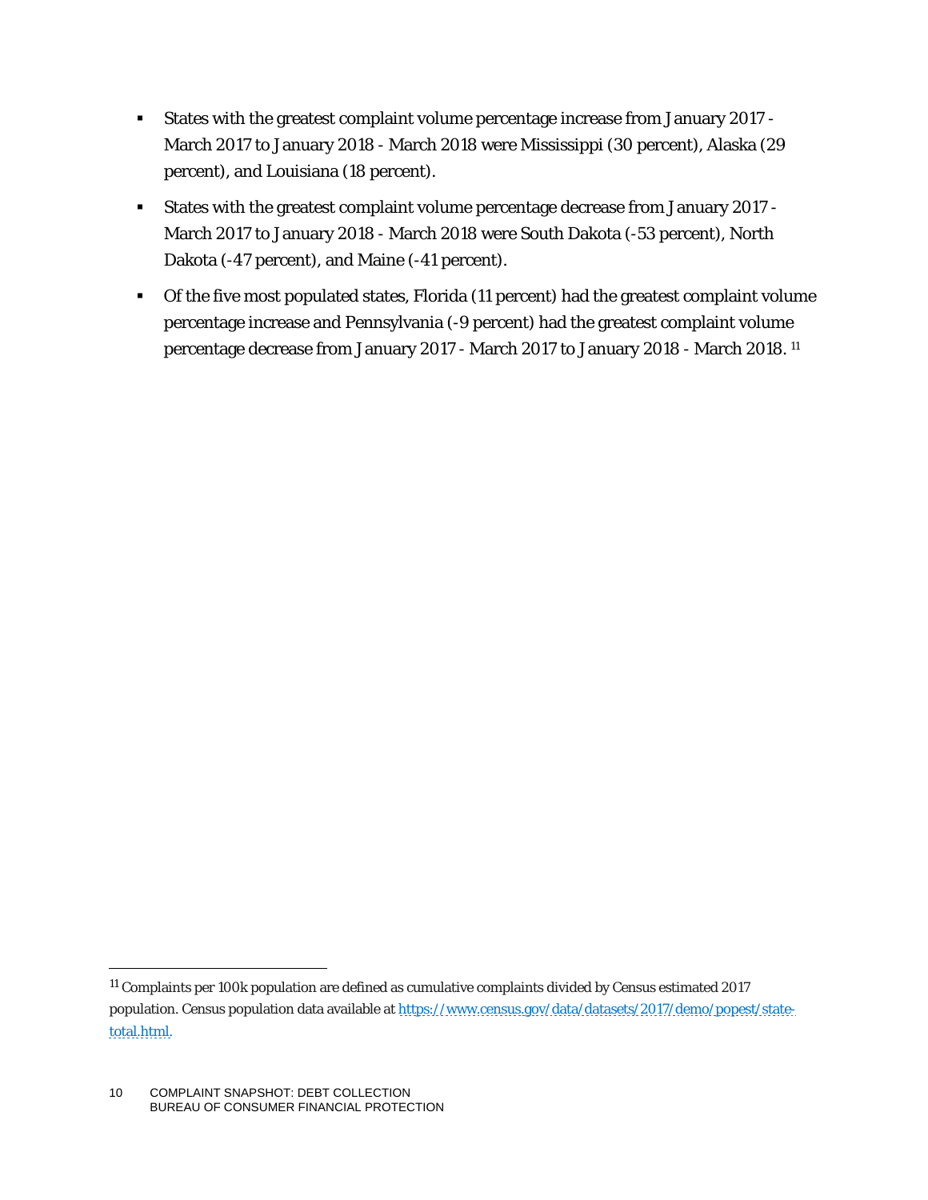- States with the greatest complaint volume percentage increase from January 2017 - March 2017 to January 2018 - March 2018 were Mississippi (30 percent), Alaska (29 percent), and Louisiana (18 percent).
- States with the greatest complaint volume percentage decrease from January 2017 - March 2017 to January 2018 - March 2018 were South Dakota (-53 percent), North Dakota (-47 percent), and Maine (-41 percent).
- Of the five most populated states, Florida (11 percent) had the greatest complaint volume percentage increase and Pennsylvania (-9 percent) had the greatest complaint volume percentage decrease from January 2017 - March 2017 to January 2018 - March 2018. [11]

[11] Complaints per 100k population are defined as cumulative complaints divided by Census estimated 2017 population. Census population data available at [https://www.census.gov/data/datasets/2017/demo/popest/state-total.html](https://www.census.gov/data/datasets/2017/demo/popest/state-total.html).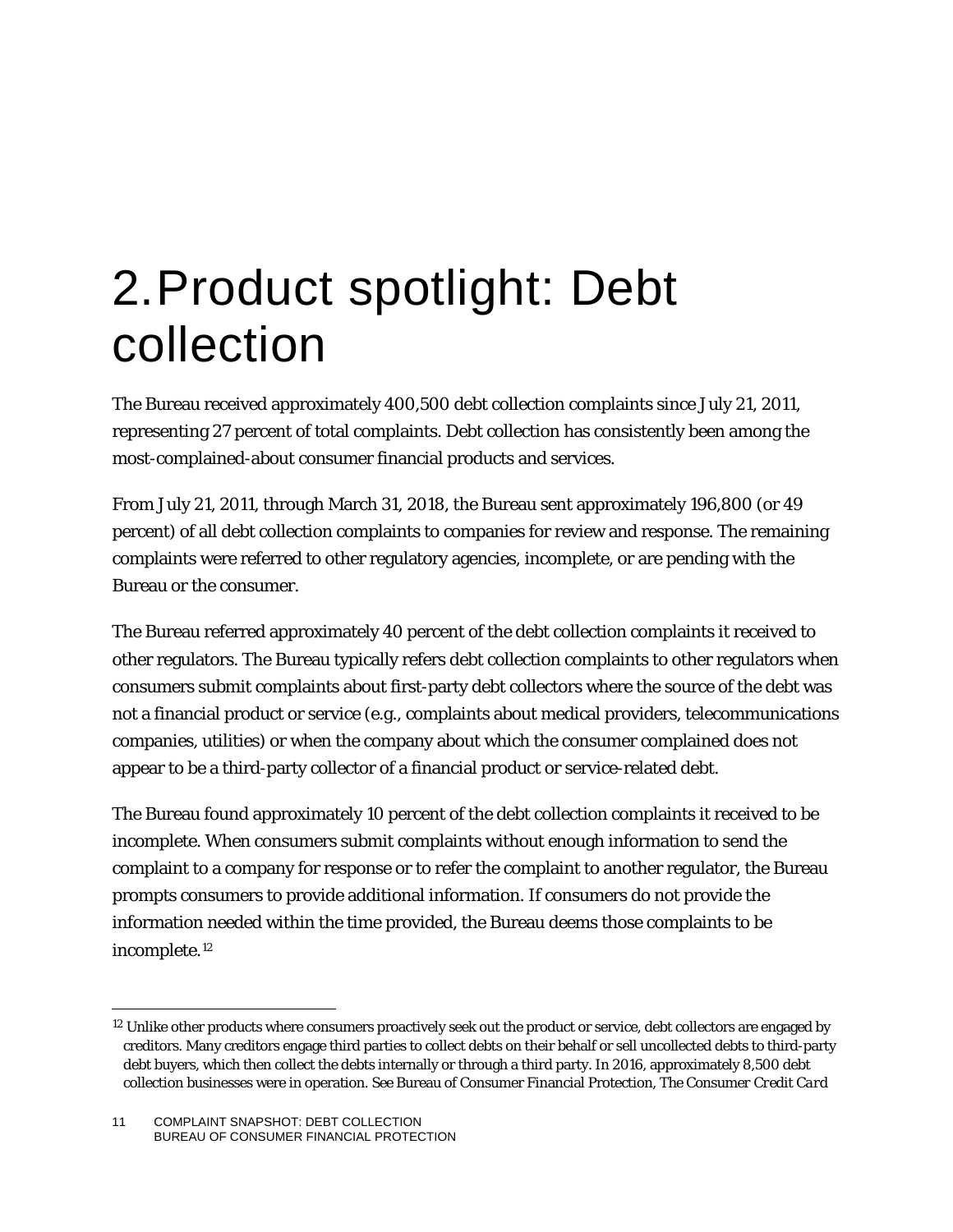# 2. Product spotlight: Debt collection

The Bureau received approximately 400,500 debt collection complaints since July 21, 2011, representing 27 percent of total complaints. Debt collection has consistently been among the most-complained-about consumer financial products and services.

From July 21, 2011, through March 31, 2018, the Bureau sent approximately 196,800 (or 49 percent) of all debt collection complaints to companies for review and response. The remaining complaints were referred to other regulatory agencies, incomplete, or are pending with the Bureau or the consumer.

The Bureau referred approximately 40 percent of the debt collection complaints it received to other regulators. The Bureau typically refers debt collection complaints to other regulators when consumers submit complaints about first-party debt collectors where the source of the debt was not a financial product or service (e.g., complaints about medical providers, telecommunications companies, utilities) or when the company about which the consumer complained does not appear to be a third-party collector of a financial product or service-related debt.

The Bureau found approximately 10 percent of the debt collection complaints it received to be incomplete. When consumers submit complaints without enough information to send the complaint to a company for response or to refer the complaint to another regulator, the Bureau prompts consumers to provide additional information. If consumers do not provide the information needed within the time provided, the Bureau deems those complaints to be incomplete.[12]

---

[12] Unlike other products where consumers proactively seek out the product or service, debt collectors are engaged by creditors. Many creditors engage third parties to collect debts on their behalf or sell uncollected debts to third-party debt buyers, which then collect the debts internally or through a third party. In 2016, approximately 8,500 debt collection businesses were in operation. See Bureau of Consumer Financial Protection, *The Consumer Credit Card*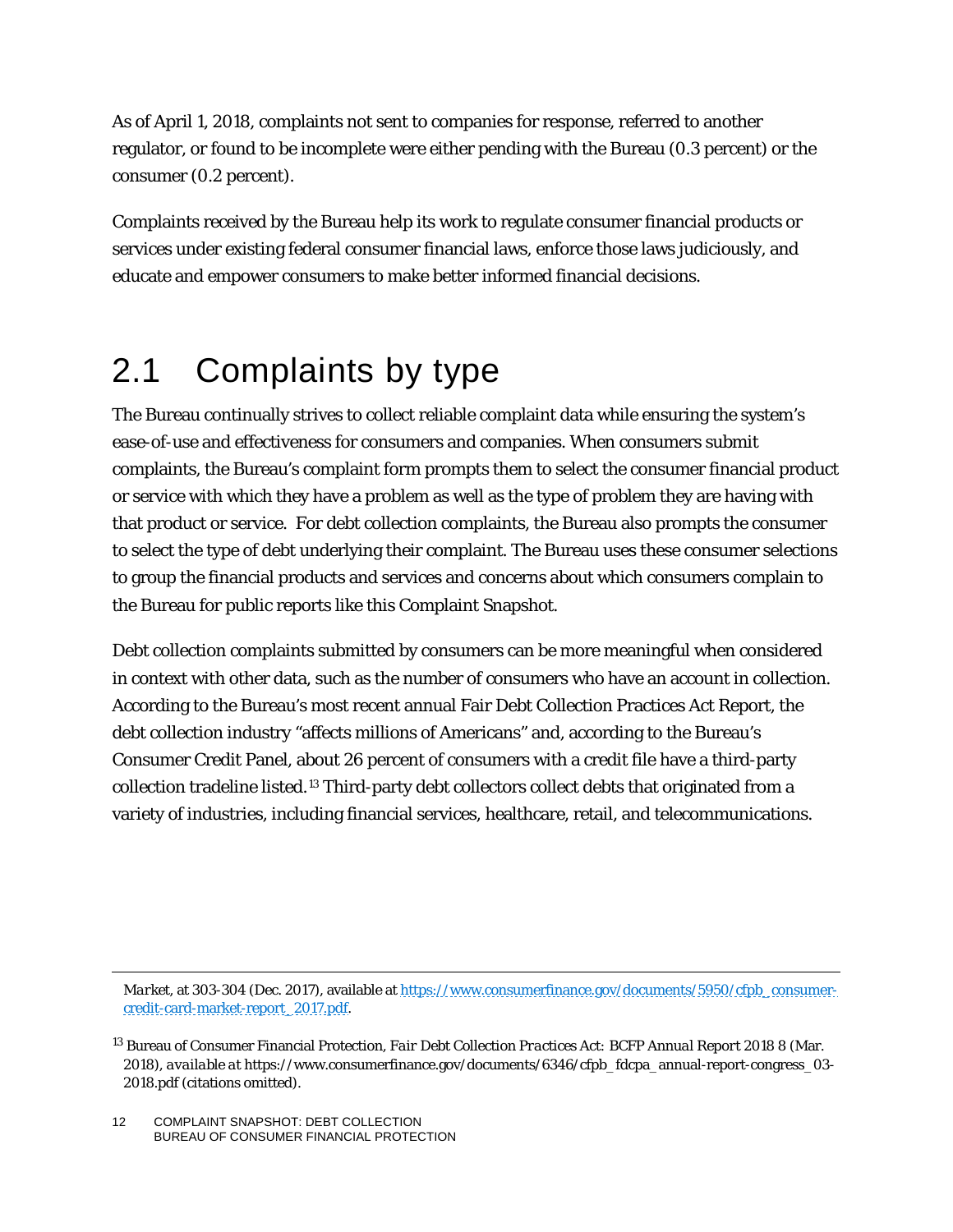As of April 1, 2018, complaints not sent to companies for response, referred to another regulator, or found to be incomplete were either pending with the Bureau (0.3 percent) or the consumer (0.2 percent).

Complaints received by the Bureau help its work to regulate consumer financial products or services under existing federal consumer financial laws, enforce those laws judiciously, and educate and empower consumers to make better informed financial decisions.

## 2.1 Complaints by type

The Bureau continually strives to collect reliable complaint data while ensuring the system's ease-of-use and effectiveness for consumers and companies. When consumers submit complaints, the Bureau's complaint form prompts them to select the consumer financial product or service with which they have a problem as well as the type of problem they are having with that product or service. For debt collection complaints, the Bureau also prompts the consumer to select the type of debt underlying their complaint. The Bureau uses these consumer selections to group the financial products and services and concerns about which consumers complain to the Bureau for public reports like this Complaint Snapshot.

Debt collection complaints submitted by consumers can be more meaningful when considered in context with other data, such as the number of consumers who have an account in collection. According to the Bureau's most recent annual Fair Debt Collection Practices Act Report, the debt collection industry "affects millions of Americans" and, according to the Bureau's Consumer Credit Panel, about 26 percent of consumers with a credit file have a third-party collection tradeline listed.[13] Third-party debt collectors collect debts that originated from a variety of industries, including financial services, healthcare, retail, and telecommunications.

---

*Market*, at 303-304 (Dec. 2017), available at https://www.consumerfinance.gov/documents/5950/cfpb_consumer-credit-card-market-report_2017.pdf.

[13] Bureau of Consumer Financial Protection, *Fair Debt Collection Practices Act: BCFP Annual Report 2018* 8 (Mar. 2018), *available at* https://www.consumerfinance.gov/documents/6346/cfpb_fdcpa_annual-report-congress_03-2018.pdf (citations omitted).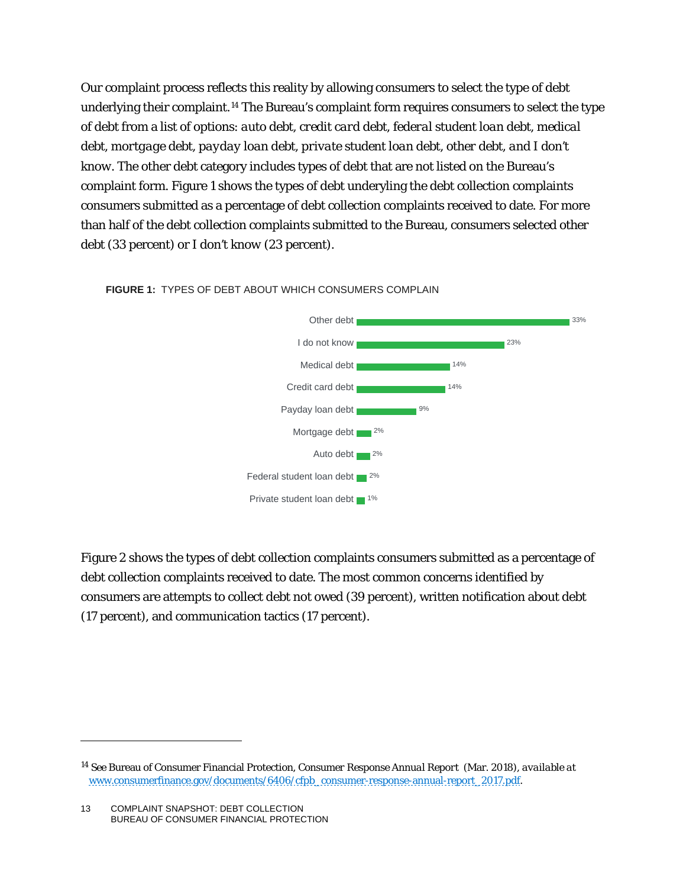Our complaint process reflects this reality by allowing consumers to select the type of debt underlying their complaint.[14] The Bureau's complaint form requires consumers to select the type of debt from a list of options: *auto* debt, *credit card* debt, *federal student loan* debt, *medical* debt, *mortgage* debt, *payday loan* debt, *private student loan* debt, *other* debt, and *I don't know*. The other debt category includes types of debt that are not listed on the Bureau's complaint form. Figure 1 shows the types of debt underlying the debt collection complaints consumers submitted as a percentage of debt collection complaints received to date. For more than half of the debt collection complaints submitted to the Bureau, consumers selected other debt (33 percent) or I don't know (23 percent).

**FIGURE 1:** TYPES OF DEBT ABOUT WHICH CONSUMERS COMPLAIN

| Type of debt | Percent |
| --- | --- |
| Other debt | 33% |
| I do not know | 23% |
| Medical debt | 14% |
| Credit card debt | 14% |
| Payday loan debt | 9% |
| Mortgage debt | 2% |
| Auto debt | 2% |
| Federal student loan debt | 2% |
| Private student loan debt | 1% |

Figure 2 shows the types of debt collection complaints consumers submitted as a percentage of debt collection complaints received to date. The most common concerns identified by consumers are attempts to collect debt not owed (39 percent), written notification about debt (17 percent), and communication tactics (17 percent).

---

[14] See Bureau of Consumer Financial Protection, Consumer Response Annual Report (Mar. 2018), *available at* www.consumerfinance.gov/documents/6406/cfpb_consumer-response-annual-report_2017.pdf.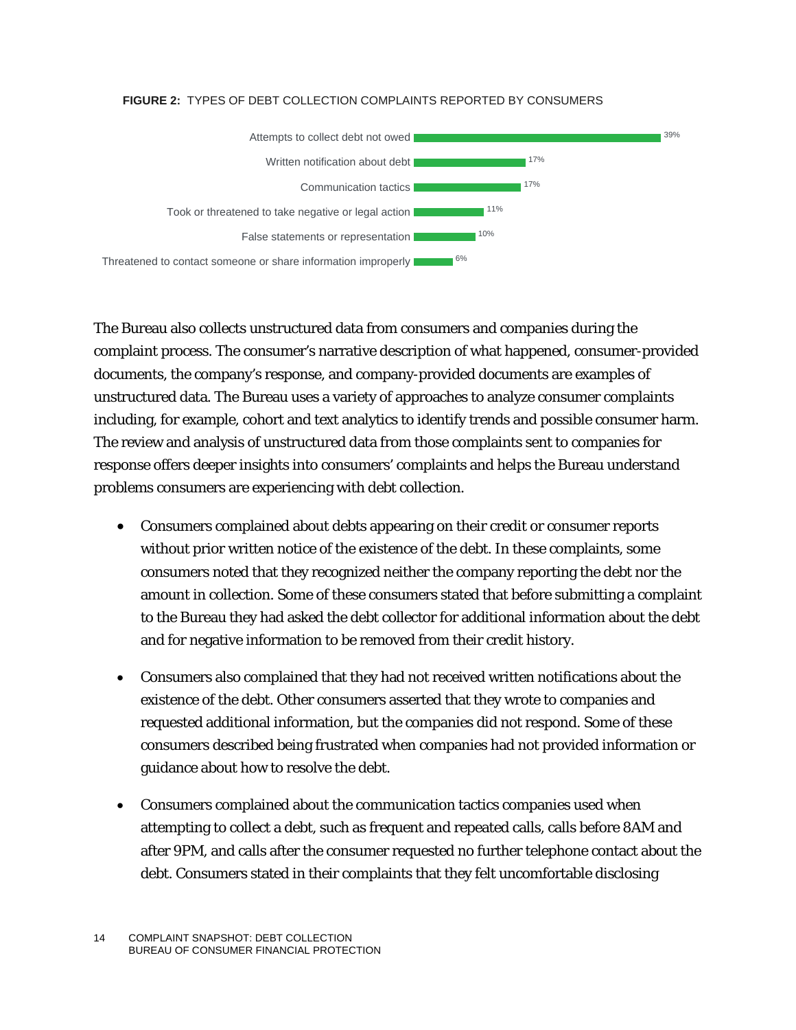**FIGURE 2:** TYPES OF DEBT COLLECTION COMPLAINTS REPORTED BY CONSUMERS

| Complaint type | Percentage |
|---|---|
| Attempts to collect debt not owed | 39% |
| Written notification about debt | 17% |
| Communication tactics | 17% |
| Took or threatened to take negative or legal action | 11% |
| False statements or representation | 10% |
| Threatened to contact someone or share information improperly | 6% |

The Bureau also collects unstructured data from consumers and companies during the complaint process. The consumer's narrative description of what happened, consumer-provided documents, the company's response, and company-provided documents are examples of unstructured data. The Bureau uses a variety of approaches to analyze consumer complaints including, for example, cohort and text analytics to identify trends and possible consumer harm. The review and analysis of unstructured data from those complaints sent to companies for response offers deeper insights into consumers' complaints and helps the Bureau understand problems consumers are experiencing with debt collection.

- Consumers complained about debts appearing on their credit or consumer reports without prior written notice of the existence of the debt. In these complaints, some consumers noted that they recognized neither the company reporting the debt nor the amount in collection. Some of these consumers stated that before submitting a complaint to the Bureau they had asked the debt collector for additional information about the debt and for negative information to be removed from their credit history.

- Consumers also complained that they had not received written notifications about the existence of the debt. Other consumers asserted that they wrote to companies and requested additional information, but the companies did not respond. Some of these consumers described being frustrated when companies had not provided information or guidance about how to resolve the debt.

- Consumers complained about the communication tactics companies used when attempting to collect a debt, such as frequent and repeated calls, calls before 8AM and after 9PM, and calls after the consumer requested no further telephone contact about the debt. Consumers stated in their complaints that they felt uncomfortable disclosing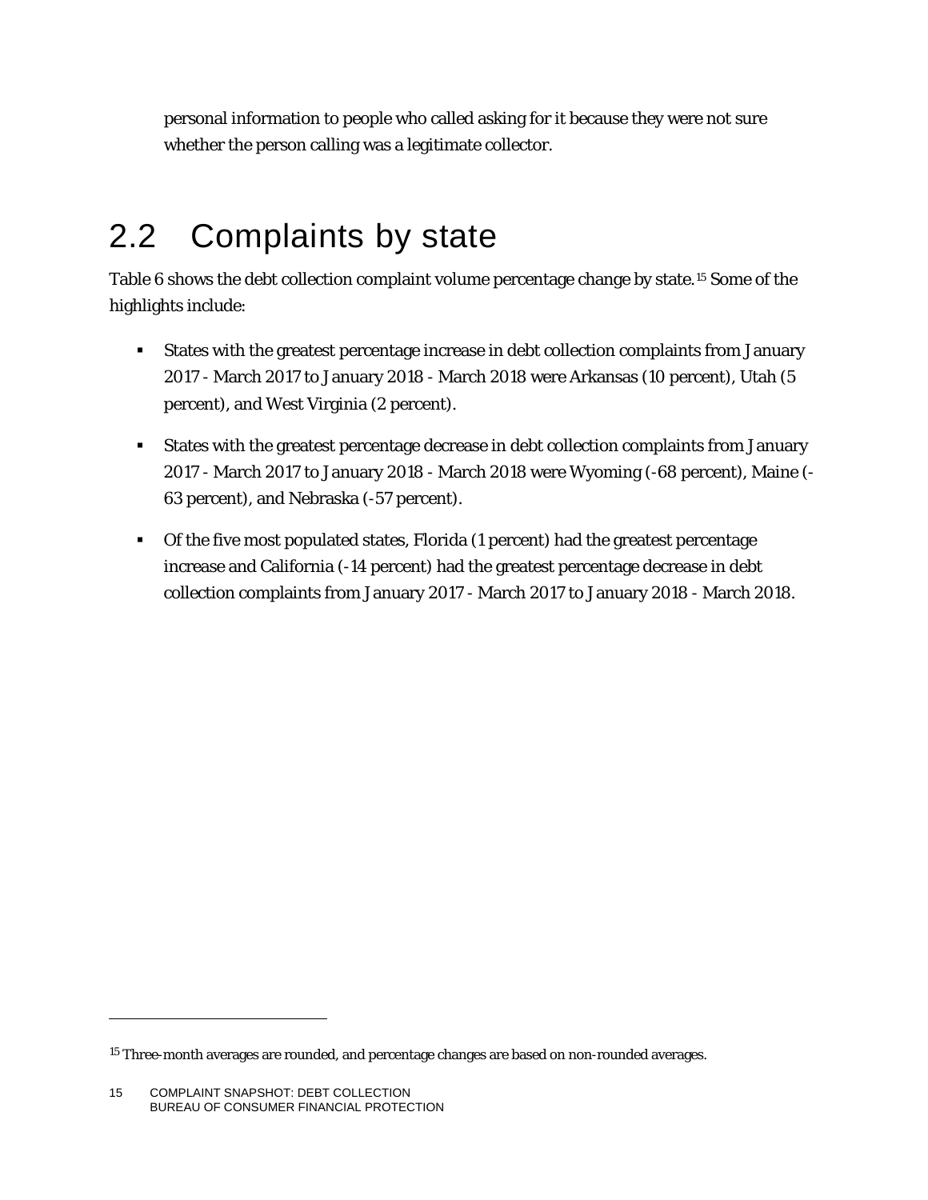personal information to people who called asking for it because they were not sure whether the person calling was a legitimate collector.

## 2.2 Complaints by state

Table 6 shows the debt collection complaint volume percentage change by state.[15] Some of the highlights include:

- States with the greatest percentage increase in debt collection complaints from January 2017 - March 2017 to January 2018 - March 2018 were Arkansas (10 percent), Utah (5 percent), and West Virginia (2 percent).
- States with the greatest percentage decrease in debt collection complaints from January 2017 - March 2017 to January 2018 - March 2018 were Wyoming (-68 percent), Maine (-63 percent), and Nebraska (-57 percent).
- Of the five most populated states, Florida (1 percent) had the greatest percentage increase and California (-14 percent) had the greatest percentage decrease in debt collection complaints from January 2017 - March 2017 to January 2018 - March 2018.

[15] Three-month averages are rounded, and percentage changes are based on non-rounded averages.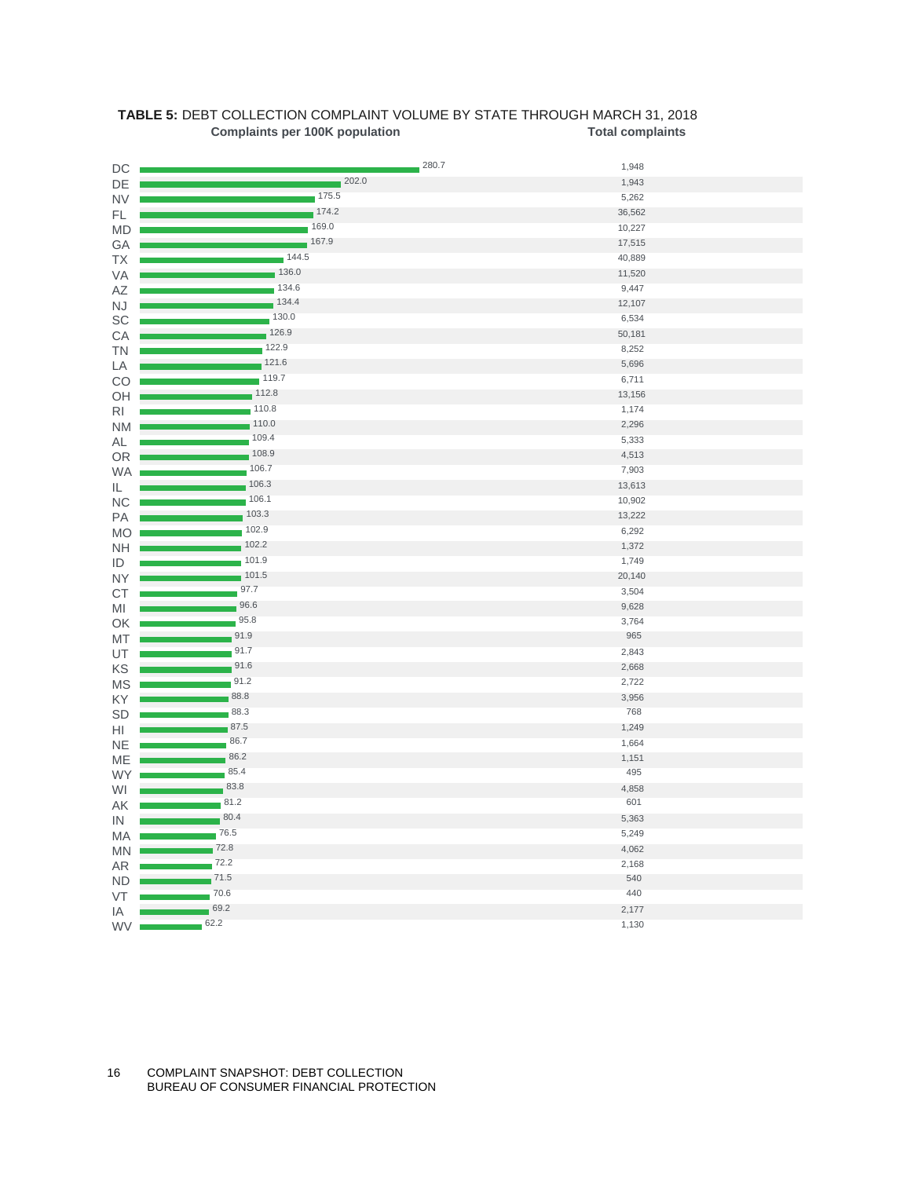**TABLE 5:** DEBT COLLECTION COMPLAINT VOLUME BY STATE THROUGH MARCH 31, 2018

| State | Complaints per 100K population | Total complaints |
|---|---|---|
| DC | 280.7 | 1,948 |
| DE | 202.0 | 1,943 |
| NV | 175.5 | 5,262 |
| FL | 174.2 | 36,562 |
| MD | 169.0 | 10,227 |
| GA | 167.9 | 17,515 |
| TX | 144.5 | 40,889 |
| VA | 136.0 | 11,520 |
| AZ | 134.6 | 9,447 |
| NJ | 134.4 | 12,107 |
| SC | 130.0 | 6,534 |
| CA | 126.9 | 50,181 |
| TN | 122.9 | 8,252 |
| LA | 121.6 | 5,696 |
| CO | 119.7 | 6,711 |
| OH | 112.8 | 13,156 |
| RI | 110.8 | 1,174 |
| NM | 110.0 | 2,296 |
| AL | 109.4 | 5,333 |
| OR | 108.9 | 4,513 |
| WA | 106.7 | 7,903 |
| IL | 106.3 | 13,613 |
| NC | 106.1 | 10,902 |
| PA | 103.3 | 13,222 |
| MO | 102.9 | 6,292 |
| NH | 102.2 | 1,372 |
| ID | 101.9 | 1,749 |
| NY | 101.5 | 20,140 |
| CT | 97.7 | 3,504 |
| MI | 96.6 | 9,628 |
| OK | 95.8 | 3,764 |
| MT | 91.9 | 965 |
| UT | 91.7 | 2,843 |
| KS | 91.6 | 2,668 |
| MS | 91.2 | 2,722 |
| KY | 88.8 | 3,956 |
| SD | 88.3 | 768 |
| HI | 87.5 | 1,249 |
| NE | 86.7 | 1,664 |
| ME | 86.2 | 1,151 |
| WY | 85.4 | 495 |
| WI | 83.8 | 4,858 |
| AK | 81.2 | 601 |
| IN | 80.4 | 5,363 |
| MA | 76.5 | 5,249 |
| MN | 72.8 | 4,062 |
| AR | 72.2 | 2,168 |
| ND | 71.5 | 540 |
| VT | 70.6 | 440 |
| IA | 69.2 | 2,177 |
| WV | 62.2 | 1,130 |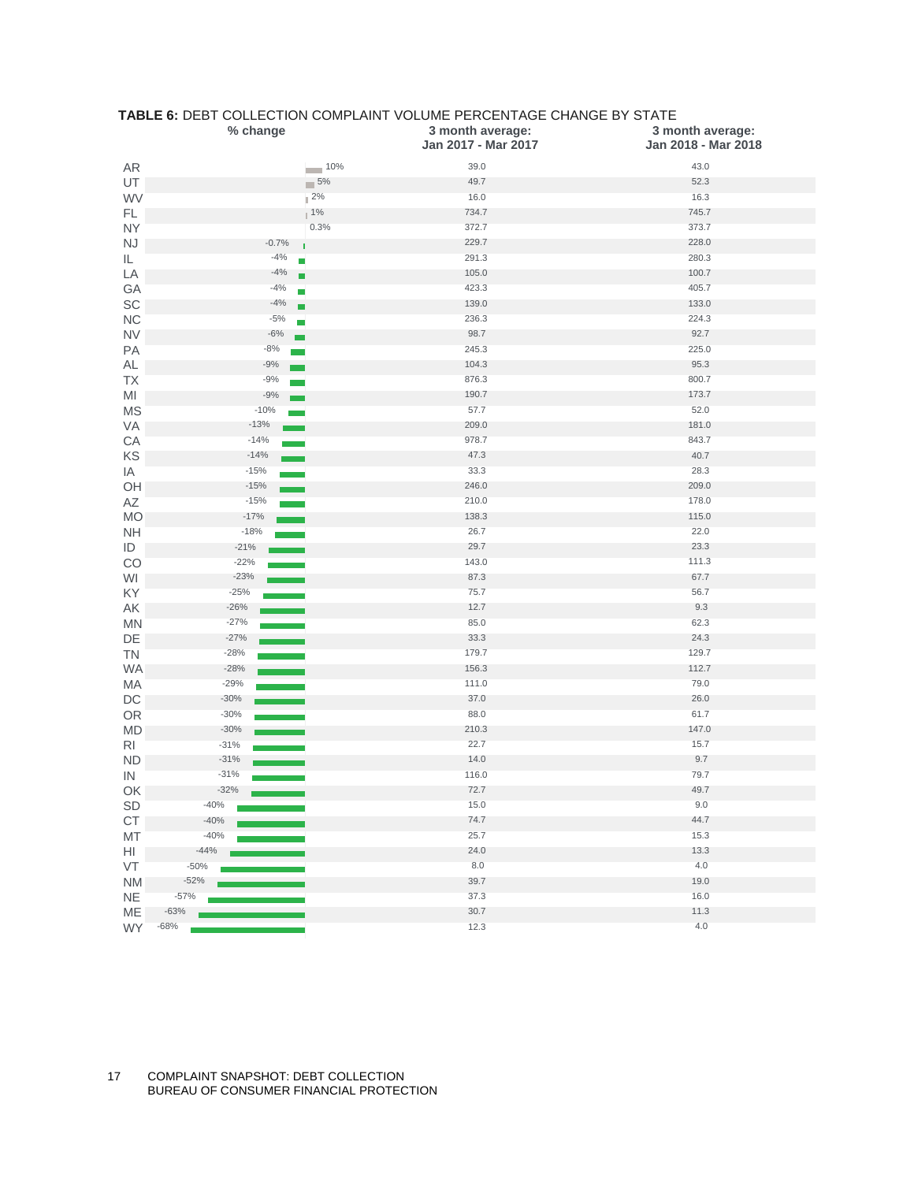**TABLE 6:** DEBT COLLECTION COMPLAINT VOLUME PERCENTAGE CHANGE BY STATE

| State | % change | 3 month average: Jan 2017 - Mar 2017 | 3 month average: Jan 2018 - Mar 2018 |
|---|---|---|---|
| AR | 10% | 39.0 | 43.0 |
| UT | 5% | 49.7 | 52.3 |
| WV | 2% | 16.0 | 16.3 |
| FL | 1% | 734.7 | 745.7 |
| NY | 0.3% | 372.7 | 373.7 |
| NJ | -0.7% | 229.7 | 228.0 |
| IL | -4% | 291.3 | 280.3 |
| LA | -4% | 105.0 | 100.7 |
| GA | -4% | 423.3 | 405.7 |
| SC | -4% | 139.0 | 133.0 |
| NC | -5% | 236.3 | 224.3 |
| NV | -6% | 98.7 | 92.7 |
| PA | -8% | 245.3 | 225.0 |
| AL | -9% | 104.3 | 95.3 |
| TX | -9% | 876.3 | 800.7 |
| MI | -9% | 190.7 | 173.7 |
| MS | -10% | 57.7 | 52.0 |
| VA | -13% | 209.0 | 181.0 |
| CA | -14% | 978.7 | 843.7 |
| KS | -14% | 47.3 | 40.7 |
| IA | -15% | 33.3 | 28.3 |
| OH | -15% | 246.0 | 209.0 |
| AZ | -15% | 210.0 | 178.0 |
| MO | -17% | 138.3 | 115.0 |
| NH | -18% | 26.7 | 22.0 |
| ID | -21% | 29.7 | 23.3 |
| CO | -22% | 143.0 | 111.3 |
| WI | -23% | 87.3 | 67.7 |
| KY | -25% | 75.7 | 56.7 |
| AK | -26% | 12.7 | 9.3 |
| MN | -27% | 85.0 | 62.3 |
| DE | -27% | 33.3 | 24.3 |
| TN | -28% | 179.7 | 129.7 |
| WA | -28% | 156.3 | 112.7 |
| MA | -29% | 111.0 | 79.0 |
| DC | -30% | 37.0 | 26.0 |
| OR | -30% | 88.0 | 61.7 |
| MD | -30% | 210.3 | 147.0 |
| RI | -31% | 22.7 | 15.7 |
| ND | -31% | 14.0 | 9.7 |
| IN | -31% | 116.0 | 79.7 |
| OK | -32% | 72.7 | 49.7 |
| SD | -40% | 15.0 | 9.0 |
| CT | -40% | 74.7 | 44.7 |
| MT | -40% | 25.7 | 15.3 |
| HI | -44% | 24.0 | 13.3 |
| VT | -50% | 8.0 | 4.0 |
| NM | -52% | 39.7 | 19.0 |
| NE | -57% | 37.3 | 16.0 |
| ME | -63% | 30.7 | 11.3 |
| WY | -68% | 12.3 | 4.0 |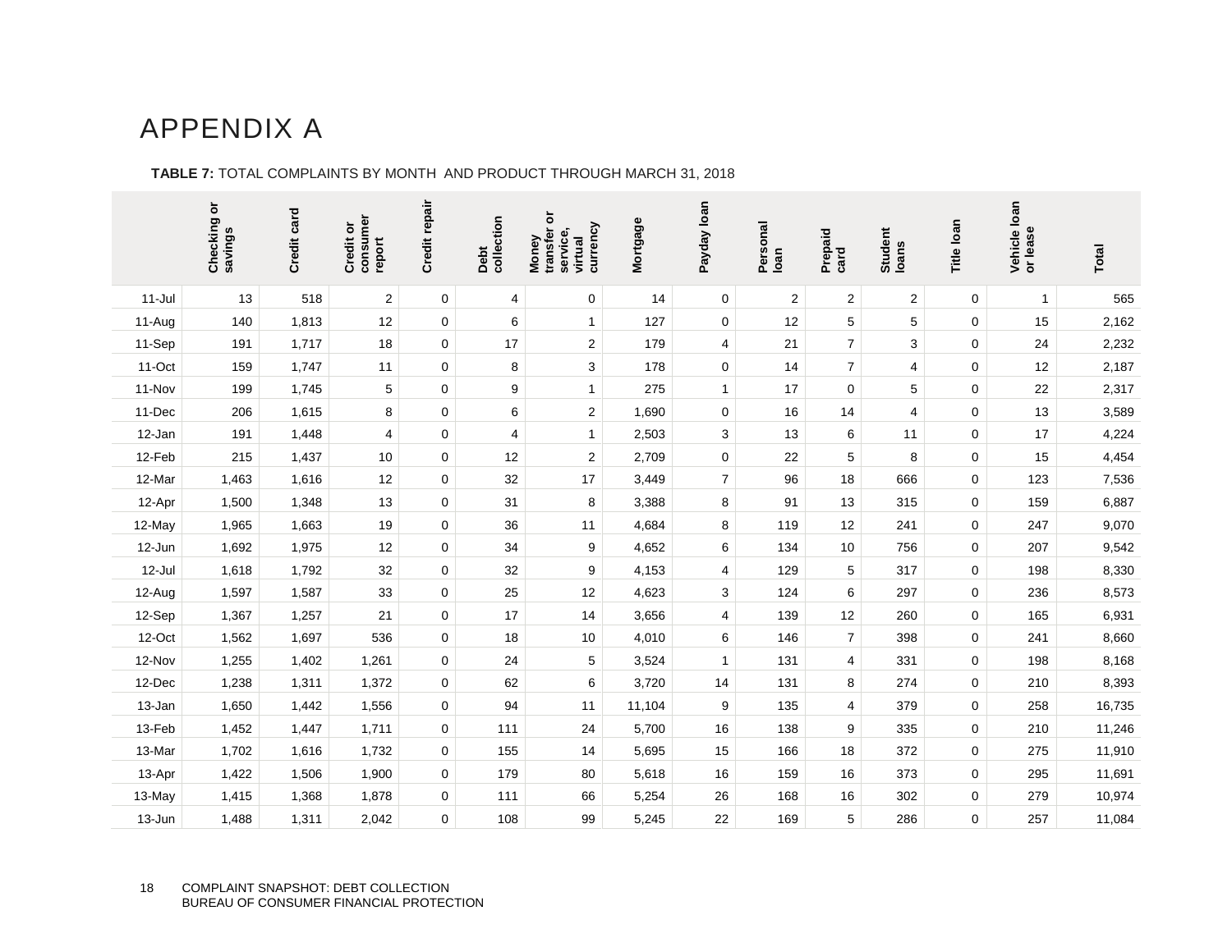# APPENDIX A

**TABLE 7:** TOTAL COMPLAINTS BY MONTH AND PRODUCT THROUGH MARCH 31, 2018

| | Checking or savings | Credit card | Credit or consumer report | Credit repair | Debt collection | Money transfer or service, virtual currency | Mortgage | Payday loan | Personal loan | Prepaid card | Student loans | Title loan | Vehicle loan or lease | Total |
|---|---|---|---|---|---|---|---|---|---|---|---|---|---|---|
| 11-Jul | 13 | 518 | 2 | 0 | 4 | 0 | 14 | 0 | 2 | 2 | 2 | 0 | 1 | 565 |
| 11-Aug | 140 | 1,813 | 12 | 0 | 6 | 1 | 127 | 0 | 12 | 5 | 5 | 0 | 15 | 2,162 |
| 11-Sep | 191 | 1,717 | 18 | 0 | 17 | 2 | 179 | 4 | 21 | 7 | 3 | 0 | 24 | 2,232 |
| 11-Oct | 159 | 1,747 | 11 | 0 | 8 | 3 | 178 | 0 | 14 | 7 | 4 | 0 | 12 | 2,187 |
| 11-Nov | 199 | 1,745 | 5 | 0 | 9 | 1 | 275 | 1 | 17 | 0 | 5 | 0 | 22 | 2,317 |
| 11-Dec | 206 | 1,615 | 8 | 0 | 6 | 2 | 1,690 | 0 | 16 | 14 | 4 | 0 | 13 | 3,589 |
| 12-Jan | 191 | 1,448 | 4 | 0 | 4 | 1 | 2,503 | 3 | 13 | 6 | 11 | 0 | 17 | 4,224 |
| 12-Feb | 215 | 1,437 | 10 | 0 | 12 | 2 | 2,709 | 0 | 22 | 5 | 8 | 0 | 15 | 4,454 |
| 12-Mar | 1,463 | 1,616 | 12 | 0 | 32 | 17 | 3,449 | 7 | 96 | 18 | 666 | 0 | 123 | 7,536 |
| 12-Apr | 1,500 | 1,348 | 13 | 0 | 31 | 8 | 3,388 | 8 | 91 | 13 | 315 | 0 | 159 | 6,887 |
| 12-May | 1,965 | 1,663 | 19 | 0 | 36 | 11 | 4,684 | 8 | 119 | 12 | 241 | 0 | 247 | 9,070 |
| 12-Jun | 1,692 | 1,975 | 12 | 0 | 34 | 9 | 4,652 | 6 | 134 | 10 | 756 | 0 | 207 | 9,542 |
| 12-Jul | 1,618 | 1,792 | 32 | 0 | 32 | 9 | 4,153 | 4 | 129 | 5 | 317 | 0 | 198 | 8,330 |
| 12-Aug | 1,597 | 1,587 | 33 | 0 | 25 | 12 | 4,623 | 3 | 124 | 6 | 297 | 0 | 236 | 8,573 |
| 12-Sep | 1,367 | 1,257 | 21 | 0 | 17 | 14 | 3,656 | 4 | 139 | 12 | 260 | 0 | 165 | 6,931 |
| 12-Oct | 1,562 | 1,697 | 536 | 0 | 18 | 10 | 4,010 | 6 | 146 | 7 | 398 | 0 | 241 | 8,660 |
| 12-Nov | 1,255 | 1,402 | 1,261 | 0 | 24 | 5 | 3,524 | 1 | 131 | 4 | 331 | 0 | 198 | 8,168 |
| 12-Dec | 1,238 | 1,311 | 1,372 | 0 | 62 | 6 | 3,720 | 14 | 131 | 8 | 274 | 0 | 210 | 8,393 |
| 13-Jan | 1,650 | 1,442 | 1,556 | 0 | 94 | 11 | 11,104 | 9 | 135 | 4 | 379 | 0 | 258 | 16,735 |
| 13-Feb | 1,452 | 1,447 | 1,711 | 0 | 111 | 24 | 5,700 | 16 | 138 | 9 | 335 | 0 | 210 | 11,246 |
| 13-Mar | 1,702 | 1,616 | 1,732 | 0 | 155 | 14 | 5,695 | 15 | 166 | 18 | 372 | 0 | 275 | 11,910 |
| 13-Apr | 1,422 | 1,506 | 1,900 | 0 | 179 | 80 | 5,618 | 16 | 159 | 16 | 373 | 0 | 295 | 11,691 |
| 13-May | 1,415 | 1,368 | 1,878 | 0 | 111 | 66 | 5,254 | 26 | 168 | 16 | 302 | 0 | 279 | 10,974 |
| 13-Jun | 1,488 | 1,311 | 2,042 | 0 | 108 | 99 | 5,245 | 22 | 169 | 5 | 286 | 0 | 257 | 11,084 |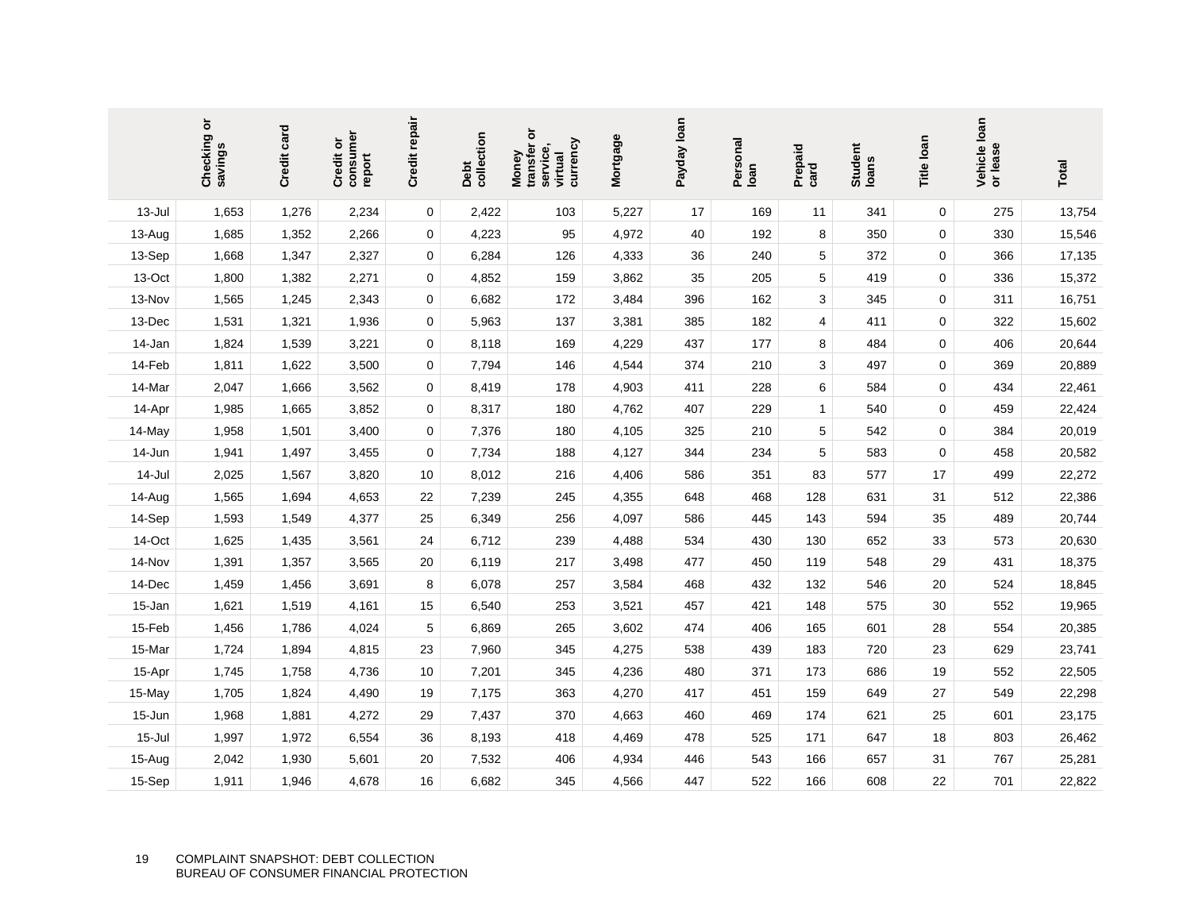| | Checking or savings | Credit card | Credit or consumer report | Credit repair | Debt collection | Money transfer or service, virtual currency | Mortgage | Payday loan | Personal loan | Prepaid card | Student loans | Title loan | Vehicle loan or lease | Total |
|---|---|---|---|---|---|---|---|---|---|---|---|---|---|---|
| 13-Jul | 1,653 | 1,276 | 2,234 | 0 | 2,422 | 103 | 5,227 | 17 | 169 | 11 | 341 | 0 | 275 | 13,754 |
| 13-Aug | 1,685 | 1,352 | 2,266 | 0 | 4,223 | 95 | 4,972 | 40 | 192 | 8 | 350 | 0 | 330 | 15,546 |
| 13-Sep | 1,668 | 1,347 | 2,327 | 0 | 6,284 | 126 | 4,333 | 36 | 240 | 5 | 372 | 0 | 366 | 17,135 |
| 13-Oct | 1,800 | 1,382 | 2,271 | 0 | 4,852 | 159 | 3,862 | 35 | 205 | 5 | 419 | 0 | 336 | 15,372 |
| 13-Nov | 1,565 | 1,245 | 2,343 | 0 | 6,682 | 172 | 3,484 | 396 | 162 | 3 | 345 | 0 | 311 | 16,751 |
| 13-Dec | 1,531 | 1,321 | 1,936 | 0 | 5,963 | 137 | 3,381 | 385 | 182 | 4 | 411 | 0 | 322 | 15,602 |
| 14-Jan | 1,824 | 1,539 | 3,221 | 0 | 8,118 | 169 | 4,229 | 437 | 177 | 8 | 484 | 0 | 406 | 20,644 |
| 14-Feb | 1,811 | 1,622 | 3,500 | 0 | 7,794 | 146 | 4,544 | 374 | 210 | 3 | 497 | 0 | 369 | 20,889 |
| 14-Mar | 2,047 | 1,666 | 3,562 | 0 | 8,419 | 178 | 4,903 | 411 | 228 | 6 | 584 | 0 | 434 | 22,461 |
| 14-Apr | 1,985 | 1,665 | 3,852 | 0 | 8,317 | 180 | 4,762 | 407 | 229 | 1 | 540 | 0 | 459 | 22,424 |
| 14-May | 1,958 | 1,501 | 3,400 | 0 | 7,376 | 180 | 4,105 | 325 | 210 | 5 | 542 | 0 | 384 | 20,019 |
| 14-Jun | 1,941 | 1,497 | 3,455 | 0 | 7,734 | 188 | 4,127 | 344 | 234 | 5 | 583 | 0 | 458 | 20,582 |
| 14-Jul | 2,025 | 1,567 | 3,820 | 10 | 8,012 | 216 | 4,406 | 586 | 351 | 83 | 577 | 17 | 499 | 22,272 |
| 14-Aug | 1,565 | 1,694 | 4,653 | 22 | 7,239 | 245 | 4,355 | 648 | 468 | 128 | 631 | 31 | 512 | 22,386 |
| 14-Sep | 1,593 | 1,549 | 4,377 | 25 | 6,349 | 256 | 4,097 | 586 | 445 | 143 | 594 | 35 | 489 | 20,744 |
| 14-Oct | 1,625 | 1,435 | 3,561 | 24 | 6,712 | 239 | 4,488 | 534 | 430 | 130 | 652 | 33 | 573 | 20,630 |
| 14-Nov | 1,391 | 1,357 | 3,565 | 20 | 6,119 | 217 | 3,498 | 477 | 450 | 119 | 548 | 29 | 431 | 18,375 |
| 14-Dec | 1,459 | 1,456 | 3,691 | 8 | 6,078 | 257 | 3,584 | 468 | 432 | 132 | 546 | 20 | 524 | 18,845 |
| 15-Jan | 1,621 | 1,519 | 4,161 | 15 | 6,540 | 253 | 3,521 | 457 | 421 | 148 | 575 | 30 | 552 | 19,965 |
| 15-Feb | 1,456 | 1,786 | 4,024 | 5 | 6,869 | 265 | 3,602 | 474 | 406 | 165 | 601 | 28 | 554 | 20,385 |
| 15-Mar | 1,724 | 1,894 | 4,815 | 23 | 7,960 | 345 | 4,275 | 538 | 439 | 183 | 720 | 23 | 629 | 23,741 |
| 15-Apr | 1,745 | 1,758 | 4,736 | 10 | 7,201 | 345 | 4,236 | 480 | 371 | 173 | 686 | 19 | 552 | 22,505 |
| 15-May | 1,705 | 1,824 | 4,490 | 19 | 7,175 | 363 | 4,270 | 417 | 451 | 159 | 649 | 27 | 549 | 22,298 |
| 15-Jun | 1,968 | 1,881 | 4,272 | 29 | 7,437 | 370 | 4,663 | 460 | 469 | 174 | 621 | 25 | 601 | 23,175 |
| 15-Jul | 1,997 | 1,972 | 6,554 | 36 | 8,193 | 418 | 4,469 | 478 | 525 | 171 | 647 | 18 | 803 | 26,462 |
| 15-Aug | 2,042 | 1,930 | 5,601 | 20 | 7,532 | 406 | 4,934 | 446 | 543 | 166 | 657 | 31 | 767 | 25,281 |
| 15-Sep | 1,911 | 1,946 | 4,678 | 16 | 6,682 | 345 | 4,566 | 447 | 522 | 166 | 608 | 22 | 701 | 22,822 |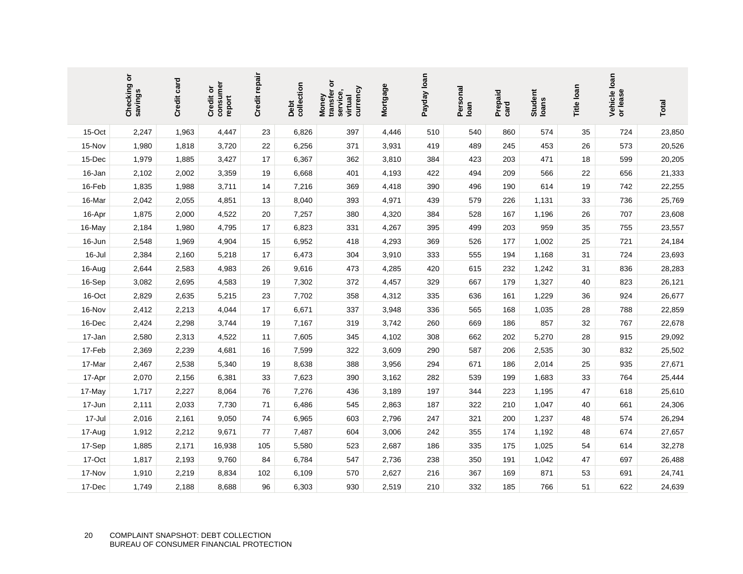| | Checking or savings | Credit card | Credit or consumer report | Credit repair | Debt collection | Money transfer or service, virtual currency | Mortgage | Payday loan | Personal loan | Prepaid card | Student loans | Title loan | Vehicle loan or lease | Total |
|---|---|---|---|---|---|---|---|---|---|---|---|---|---|---|
| 15-Oct | 2,247 | 1,963 | 4,447 | 23 | 6,826 | 397 | 4,446 | 510 | 540 | 860 | 574 | 35 | 724 | 23,850 |
| 15-Nov | 1,980 | 1,818 | 3,720 | 22 | 6,256 | 371 | 3,931 | 419 | 489 | 245 | 453 | 26 | 573 | 20,526 |
| 15-Dec | 1,979 | 1,885 | 3,427 | 17 | 6,367 | 362 | 3,810 | 384 | 423 | 203 | 471 | 18 | 599 | 20,205 |
| 16-Jan | 2,102 | 2,002 | 3,359 | 19 | 6,668 | 401 | 4,193 | 422 | 494 | 209 | 566 | 22 | 656 | 21,333 |
| 16-Feb | 1,835 | 1,988 | 3,711 | 14 | 7,216 | 369 | 4,418 | 390 | 496 | 190 | 614 | 19 | 742 | 22,255 |
| 16-Mar | 2,042 | 2,055 | 4,851 | 13 | 8,040 | 393 | 4,971 | 439 | 579 | 226 | 1,131 | 33 | 736 | 25,769 |
| 16-Apr | 1,875 | 2,000 | 4,522 | 20 | 7,257 | 380 | 4,320 | 384 | 528 | 167 | 1,196 | 26 | 707 | 23,608 |
| 16-May | 2,184 | 1,980 | 4,795 | 17 | 6,823 | 331 | 4,267 | 395 | 499 | 203 | 959 | 35 | 755 | 23,557 |
| 16-Jun | 2,548 | 1,969 | 4,904 | 15 | 6,952 | 418 | 4,293 | 369 | 526 | 177 | 1,002 | 25 | 721 | 24,184 |
| 16-Jul | 2,384 | 2,160 | 5,218 | 17 | 6,473 | 304 | 3,910 | 333 | 555 | 194 | 1,168 | 31 | 724 | 23,693 |
| 16-Aug | 2,644 | 2,583 | 4,983 | 26 | 9,616 | 473 | 4,285 | 420 | 615 | 232 | 1,242 | 31 | 836 | 28,283 |
| 16-Sep | 3,082 | 2,695 | 4,583 | 19 | 7,302 | 372 | 4,457 | 329 | 667 | 179 | 1,327 | 40 | 823 | 26,121 |
| 16-Oct | 2,829 | 2,635 | 5,215 | 23 | 7,702 | 358 | 4,312 | 335 | 636 | 161 | 1,229 | 36 | 924 | 26,677 |
| 16-Nov | 2,412 | 2,213 | 4,044 | 17 | 6,671 | 337 | 3,948 | 336 | 565 | 168 | 1,035 | 28 | 788 | 22,859 |
| 16-Dec | 2,424 | 2,298 | 3,744 | 19 | 7,167 | 319 | 3,742 | 260 | 669 | 186 | 857 | 32 | 767 | 22,678 |
| 17-Jan | 2,580 | 2,313 | 4,522 | 11 | 7,605 | 345 | 4,102 | 308 | 662 | 202 | 5,270 | 28 | 915 | 29,092 |
| 17-Feb | 2,369 | 2,239 | 4,681 | 16 | 7,599 | 322 | 3,609 | 290 | 587 | 206 | 2,535 | 30 | 832 | 25,502 |
| 17-Mar | 2,467 | 2,538 | 5,340 | 19 | 8,638 | 388 | 3,956 | 294 | 671 | 186 | 2,014 | 25 | 935 | 27,671 |
| 17-Apr | 2,070 | 2,156 | 6,381 | 33 | 7,623 | 390 | 3,162 | 282 | 539 | 199 | 1,683 | 33 | 764 | 25,444 |
| 17-May | 1,717 | 2,227 | 8,064 | 76 | 7,276 | 436 | 3,189 | 197 | 344 | 223 | 1,195 | 47 | 618 | 25,610 |
| 17-Jun | 2,111 | 2,033 | 7,730 | 71 | 6,486 | 545 | 2,863 | 187 | 322 | 210 | 1,047 | 40 | 661 | 24,306 |
| 17-Jul | 2,016 | 2,161 | 9,050 | 74 | 6,965 | 603 | 2,796 | 247 | 321 | 200 | 1,237 | 48 | 574 | 26,294 |
| 17-Aug | 1,912 | 2,212 | 9,671 | 77 | 7,487 | 604 | 3,006 | 242 | 355 | 174 | 1,192 | 48 | 674 | 27,657 |
| 17-Sep | 1,885 | 2,171 | 16,938 | 105 | 5,580 | 523 | 2,687 | 186 | 335 | 175 | 1,025 | 54 | 614 | 32,278 |
| 17-Oct | 1,817 | 2,193 | 9,760 | 84 | 6,784 | 547 | 2,736 | 238 | 350 | 191 | 1,042 | 47 | 697 | 26,488 |
| 17-Nov | 1,910 | 2,219 | 8,834 | 102 | 6,109 | 570 | 2,627 | 216 | 367 | 169 | 871 | 53 | 691 | 24,741 |
| 17-Dec | 1,749 | 2,188 | 8,688 | 96 | 6,303 | 930 | 2,519 | 210 | 332 | 185 | 766 | 51 | 622 | 24,639 |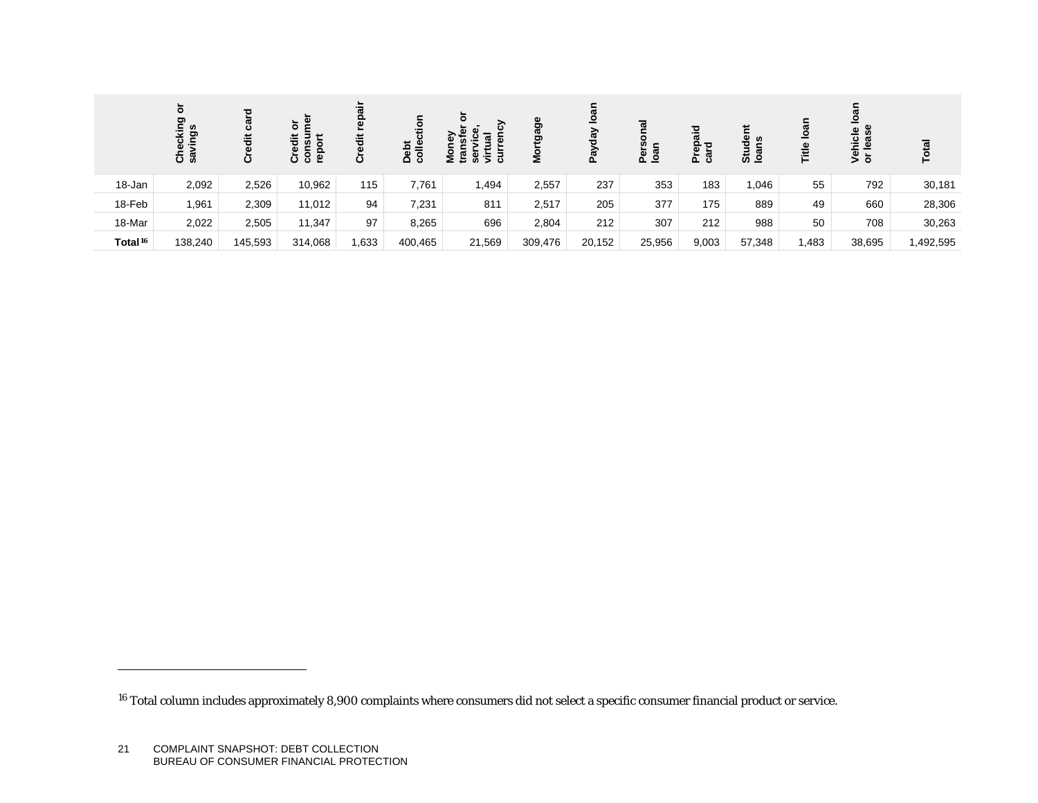| | Checking or savings | Credit card | Credit or consumer report | Credit repair | Debt collection | Money transfer or service, virtual currency | Mortgage | Payday loan | Personal loan | Prepaid card | Student loans | Title loan | Vehicle loan or lease | Total |
|---|---|---|---|---|---|---|---|---|---|---|---|---|---|---|
| 18-Jan | 2,092 | 2,526 | 10,962 | 115 | 7,761 | 1,494 | 2,557 | 237 | 353 | 183 | 1,046 | 55 | 792 | 30,181 |
| 18-Feb | 1,961 | 2,309 | 11,012 | 94 | 7,231 | 811 | 2,517 | 205 | 377 | 175 | 889 | 49 | 660 | 28,306 |
| 18-Mar | 2,022 | 2,505 | 11,347 | 97 | 8,265 | 696 | 2,804 | 212 | 307 | 212 | 988 | 50 | 708 | 30,263 |
| **Total**[16] | 138,240 | 145,593 | 314,068 | 1,633 | 400,465 | 21,569 | 309,476 | 20,152 | 25,956 | 9,003 | 57,348 | 1,483 | 38,695 | 1,492,595 |

[16] Total column includes approximately 8,900 complaints where consumers did not select a specific consumer financial product or service.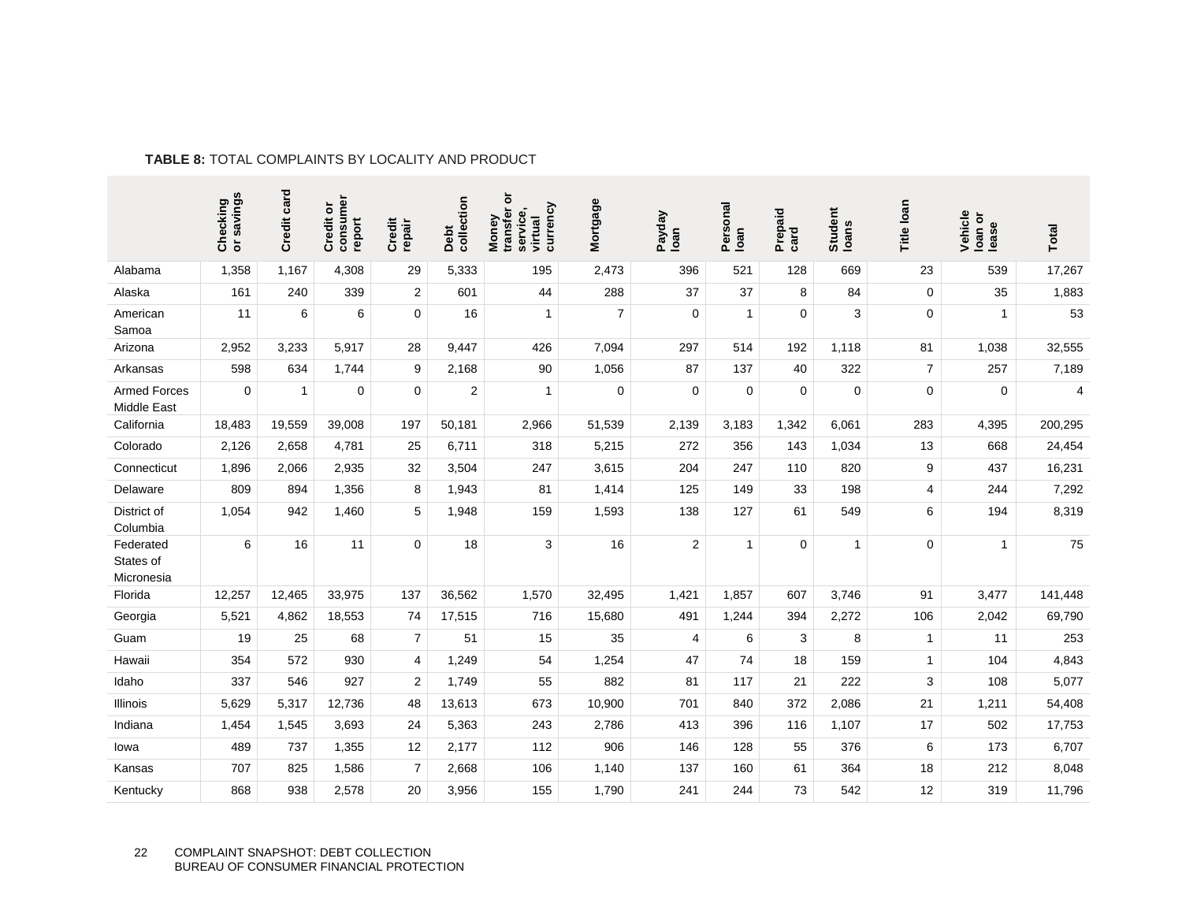**TABLE 8:** TOTAL COMPLAINTS BY LOCALITY AND PRODUCT

| | Checking or savings | Credit card | Credit or consumer report | Credit repair | Debt collection | Money transfer or service, virtual currency | Mortgage | Payday loan | Personal loan | Prepaid card | Student loans | Title loan | Vehicle loan or lease | Total |
|---|---|---|---|---|---|---|---|---|---|---|---|---|---|---|
| Alabama | 1,358 | 1,167 | 4,308 | 29 | 5,333 | 195 | 2,473 | 396 | 521 | 128 | 669 | 23 | 539 | 17,267 |
| Alaska | 161 | 240 | 339 | 2 | 601 | 44 | 288 | 37 | 37 | 8 | 84 | 0 | 35 | 1,883 |
| American Samoa | 11 | 6 | 6 | 0 | 16 | 1 | 7 | 0 | 1 | 0 | 3 | 0 | 1 | 53 |
| Arizona | 2,952 | 3,233 | 5,917 | 28 | 9,447 | 426 | 7,094 | 297 | 514 | 192 | 1,118 | 81 | 1,038 | 32,555 |
| Arkansas | 598 | 634 | 1,744 | 9 | 2,168 | 90 | 1,056 | 87 | 137 | 40 | 322 | 7 | 257 | 7,189 |
| Armed Forces Middle East | 0 | 1 | 0 | 0 | 2 | 1 | 0 | 0 | 0 | 0 | 0 | 0 | 0 | 4 |
| California | 18,483 | 19,559 | 39,008 | 197 | 50,181 | 2,966 | 51,539 | 2,139 | 3,183 | 1,342 | 6,061 | 283 | 4,395 | 200,295 |
| Colorado | 2,126 | 2,658 | 4,781 | 25 | 6,711 | 318 | 5,215 | 272 | 356 | 143 | 1,034 | 13 | 668 | 24,454 |
| Connecticut | 1,896 | 2,066 | 2,935 | 32 | 3,504 | 247 | 3,615 | 204 | 247 | 110 | 820 | 9 | 437 | 16,231 |
| Delaware | 809 | 894 | 1,356 | 8 | 1,943 | 81 | 1,414 | 125 | 149 | 33 | 198 | 4 | 244 | 7,292 |
| District of Columbia | 1,054 | 942 | 1,460 | 5 | 1,948 | 159 | 1,593 | 138 | 127 | 61 | 549 | 6 | 194 | 8,319 |
| Federated States of Micronesia | 6 | 16 | 11 | 0 | 18 | 3 | 16 | 2 | 1 | 0 | 1 | 0 | 1 | 75 |
| Florida | 12,257 | 12,465 | 33,975 | 137 | 36,562 | 1,570 | 32,495 | 1,421 | 1,857 | 607 | 3,746 | 91 | 3,477 | 141,448 |
| Georgia | 5,521 | 4,862 | 18,553 | 74 | 17,515 | 716 | 15,680 | 491 | 1,244 | 394 | 2,272 | 106 | 2,042 | 69,790 |
| Guam | 19 | 25 | 68 | 7 | 51 | 15 | 35 | 4 | 6 | 3 | 8 | 1 | 11 | 253 |
| Hawaii | 354 | 572 | 930 | 4 | 1,249 | 54 | 1,254 | 47 | 74 | 18 | 159 | 1 | 104 | 4,843 |
| Idaho | 337 | 546 | 927 | 2 | 1,749 | 55 | 882 | 81 | 117 | 21 | 222 | 3 | 108 | 5,077 |
| Illinois | 5,629 | 5,317 | 12,736 | 48 | 13,613 | 673 | 10,900 | 701 | 840 | 372 | 2,086 | 21 | 1,211 | 54,408 |
| Indiana | 1,454 | 1,545 | 3,693 | 24 | 5,363 | 243 | 2,786 | 413 | 396 | 116 | 1,107 | 17 | 502 | 17,753 |
| Iowa | 489 | 737 | 1,355 | 12 | 2,177 | 112 | 906 | 146 | 128 | 55 | 376 | 6 | 173 | 6,707 |
| Kansas | 707 | 825 | 1,586 | 7 | 2,668 | 106 | 1,140 | 137 | 160 | 61 | 364 | 18 | 212 | 8,048 |
| Kentucky | 868 | 938 | 2,578 | 20 | 3,956 | 155 | 1,790 | 241 | 244 | 73 | 542 | 12 | 319 | 11,796 |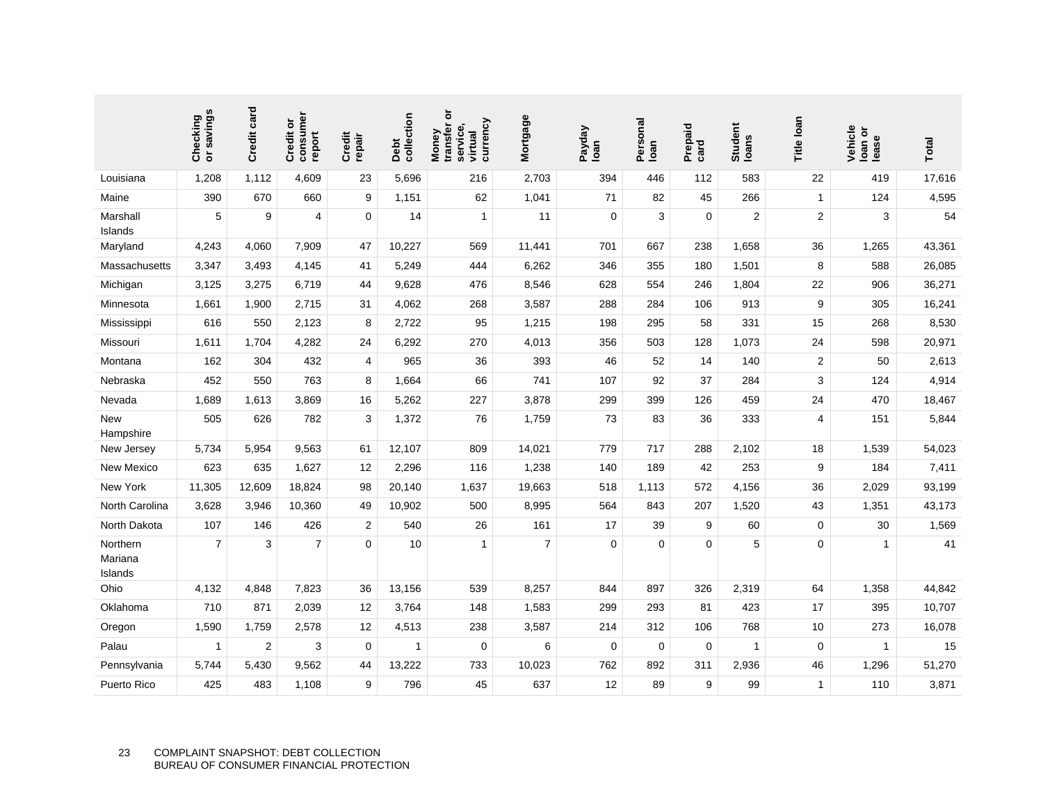|  | Checking or savings | Credit card | Credit or consumer report | Credit repair | Debt collection | Money transfer or service, virtual currency | Mortgage | Payday loan | Personal loan | Prepaid card | Student loans | Title loan | Vehicle loan or lease | Total |
|---|---|---|---|---|---|---|---|---|---|---|---|---|---|---|
| Louisiana | 1,208 | 1,112 | 4,609 | 23 | 5,696 | 216 | 2,703 | 394 | 446 | 112 | 583 | 22 | 419 | 17,616 |
| Maine | 390 | 670 | 660 | 9 | 1,151 | 62 | 1,041 | 71 | 82 | 45 | 266 | 1 | 124 | 4,595 |
| Marshall Islands | 5 | 9 | 4 | 0 | 14 | 1 | 11 | 0 | 3 | 0 | 2 | 2 | 3 | 54 |
| Maryland | 4,243 | 4,060 | 7,909 | 47 | 10,227 | 569 | 11,441 | 701 | 667 | 238 | 1,658 | 36 | 1,265 | 43,361 |
| Massachusetts | 3,347 | 3,493 | 4,145 | 41 | 5,249 | 444 | 6,262 | 346 | 355 | 180 | 1,501 | 8 | 588 | 26,085 |
| Michigan | 3,125 | 3,275 | 6,719 | 44 | 9,628 | 476 | 8,546 | 628 | 554 | 246 | 1,804 | 22 | 906 | 36,271 |
| Minnesota | 1,661 | 1,900 | 2,715 | 31 | 4,062 | 268 | 3,587 | 288 | 284 | 106 | 913 | 9 | 305 | 16,241 |
| Mississippi | 616 | 550 | 2,123 | 8 | 2,722 | 95 | 1,215 | 198 | 295 | 58 | 331 | 15 | 268 | 8,530 |
| Missouri | 1,611 | 1,704 | 4,282 | 24 | 6,292 | 270 | 4,013 | 356 | 503 | 128 | 1,073 | 24 | 598 | 20,971 |
| Montana | 162 | 304 | 432 | 4 | 965 | 36 | 393 | 46 | 52 | 14 | 140 | 2 | 50 | 2,613 |
| Nebraska | 452 | 550 | 763 | 8 | 1,664 | 66 | 741 | 107 | 92 | 37 | 284 | 3 | 124 | 4,914 |
| Nevada | 1,689 | 1,613 | 3,869 | 16 | 5,262 | 227 | 3,878 | 299 | 399 | 126 | 459 | 24 | 470 | 18,467 |
| New Hampshire | 505 | 626 | 782 | 3 | 1,372 | 76 | 1,759 | 73 | 83 | 36 | 333 | 4 | 151 | 5,844 |
| New Jersey | 5,734 | 5,954 | 9,563 | 61 | 12,107 | 809 | 14,021 | 779 | 717 | 288 | 2,102 | 18 | 1,539 | 54,023 |
| New Mexico | 623 | 635 | 1,627 | 12 | 2,296 | 116 | 1,238 | 140 | 189 | 42 | 253 | 9 | 184 | 7,411 |
| New York | 11,305 | 12,609 | 18,824 | 98 | 20,140 | 1,637 | 19,663 | 518 | 1,113 | 572 | 4,156 | 36 | 2,029 | 93,199 |
| North Carolina | 3,628 | 3,946 | 10,360 | 49 | 10,902 | 500 | 8,995 | 564 | 843 | 207 | 1,520 | 43 | 1,351 | 43,173 |
| North Dakota | 107 | 146 | 426 | 2 | 540 | 26 | 161 | 17 | 39 | 9 | 60 | 0 | 30 | 1,569 |
| Northern Mariana Islands | 7 | 3 | 7 | 0 | 10 | 1 | 7 | 0 | 0 | 0 | 5 | 0 | 1 | 41 |
| Ohio | 4,132 | 4,848 | 7,823 | 36 | 13,156 | 539 | 8,257 | 844 | 897 | 326 | 2,319 | 64 | 1,358 | 44,842 |
| Oklahoma | 710 | 871 | 2,039 | 12 | 3,764 | 148 | 1,583 | 299 | 293 | 81 | 423 | 17 | 395 | 10,707 |
| Oregon | 1,590 | 1,759 | 2,578 | 12 | 4,513 | 238 | 3,587 | 214 | 312 | 106 | 768 | 10 | 273 | 16,078 |
| Palau | 1 | 2 | 3 | 0 | 1 | 0 | 6 | 0 | 0 | 0 | 1 | 0 | 1 | 15 |
| Pennsylvania | 5,744 | 5,430 | 9,562 | 44 | 13,222 | 733 | 10,023 | 762 | 892 | 311 | 2,936 | 46 | 1,296 | 51,270 |
| Puerto Rico | 425 | 483 | 1,108 | 9 | 796 | 45 | 637 | 12 | 89 | 9 | 99 | 1 | 110 | 3,871 |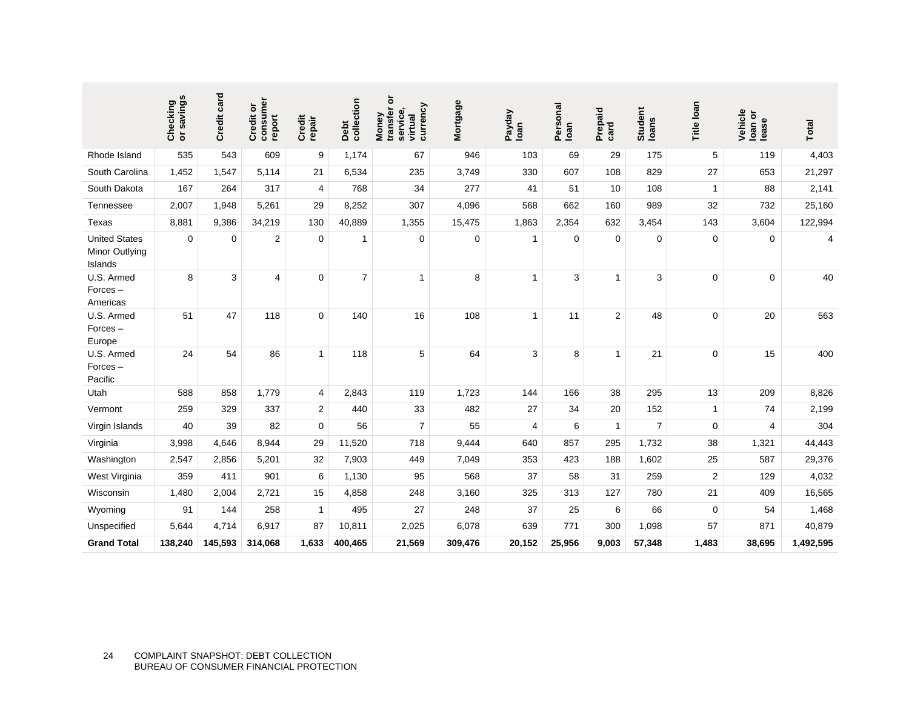| | Checking or savings | Credit card | Credit or consumer report | Credit repair | Debt collection | Money transfer or service, virtual currency | Mortgage | Payday loan | Personal loan | Prepaid card | Student loans | Title loan | Vehicle loan or lease | Total |
|---|---|---|---|---|---|---|---|---|---|---|---|---|---|---|
| Rhode Island | 535 | 543 | 609 | 9 | 1,174 | 67 | 946 | 103 | 69 | 29 | 175 | 5 | 119 | 4,403 |
| South Carolina | 1,452 | 1,547 | 5,114 | 21 | 6,534 | 235 | 3,749 | 330 | 607 | 108 | 829 | 27 | 653 | 21,297 |
| South Dakota | 167 | 264 | 317 | 4 | 768 | 34 | 277 | 41 | 51 | 10 | 108 | 1 | 88 | 2,141 |
| Tennessee | 2,007 | 1,948 | 5,261 | 29 | 8,252 | 307 | 4,096 | 568 | 662 | 160 | 989 | 32 | 732 | 25,160 |
| Texas | 8,881 | 9,386 | 34,219 | 130 | 40,889 | 1,355 | 15,475 | 1,863 | 2,354 | 632 | 3,454 | 143 | 3,604 | 122,994 |
| United States Minor Outlying Islands | 0 | 0 | 2 | 0 | 1 | 0 | 0 | 1 | 0 | 0 | 0 | 0 | 0 | 4 |
| U.S. Armed Forces – Americas | 8 | 3 | 4 | 0 | 7 | 1 | 8 | 1 | 3 | 1 | 3 | 0 | 0 | 40 |
| U.S. Armed Forces – Europe | 51 | 47 | 118 | 0 | 140 | 16 | 108 | 1 | 11 | 2 | 48 | 0 | 20 | 563 |
| U.S. Armed Forces – Pacific | 24 | 54 | 86 | 1 | 118 | 5 | 64 | 3 | 8 | 1 | 21 | 0 | 15 | 400 |
| Utah | 588 | 858 | 1,779 | 4 | 2,843 | 119 | 1,723 | 144 | 166 | 38 | 295 | 13 | 209 | 8,826 |
| Vermont | 259 | 329 | 337 | 2 | 440 | 33 | 482 | 27 | 34 | 20 | 152 | 1 | 74 | 2,199 |
| Virgin Islands | 40 | 39 | 82 | 0 | 56 | 7 | 55 | 4 | 6 | 1 | 7 | 0 | 4 | 304 |
| Virginia | 3,998 | 4,646 | 8,944 | 29 | 11,520 | 718 | 9,444 | 640 | 857 | 295 | 1,732 | 38 | 1,321 | 44,443 |
| Washington | 2,547 | 2,856 | 5,201 | 32 | 7,903 | 449 | 7,049 | 353 | 423 | 188 | 1,602 | 25 | 587 | 29,376 |
| West Virginia | 359 | 411 | 901 | 6 | 1,130 | 95 | 568 | 37 | 58 | 31 | 259 | 2 | 129 | 4,032 |
| Wisconsin | 1,480 | 2,004 | 2,721 | 15 | 4,858 | 248 | 3,160 | 325 | 313 | 127 | 780 | 21 | 409 | 16,565 |
| Wyoming | 91 | 144 | 258 | 1 | 495 | 27 | 248 | 37 | 25 | 6 | 66 | 0 | 54 | 1,468 |
| Unspecified | 5,644 | 4,714 | 6,917 | 87 | 10,811 | 2,025 | 6,078 | 639 | 771 | 300 | 1,098 | 57 | 871 | 40,879 |
| **Grand Total** | **138,240** | **145,593** | **314,068** | **1,633** | **400,465** | **21,569** | **309,476** | **20,152** | **25,956** | **9,003** | **57,348** | **1,483** | **38,695** | **1,492,595** |